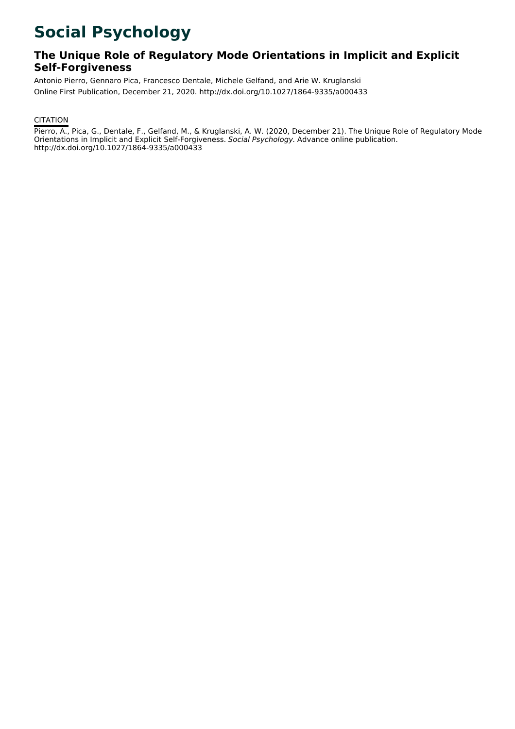# Social Psychology

## The Unique Role of Regulatory Mode Orientations in Implicit and Explicit Self-Forgiveness

Antonio Pierro, Gennaro Pica, Francesco Dentale, Michele Gelfand, and Arie W. Kruglanski

Online First Publication, December 21, 2020. http://dx.doi.org/10.1027/1864-9335/a000433

CITATION

Pierro, A., Pica, G., Dentale, F., Gelfand, M., & Kruglanski, A. W. (2020, December 21). The Unique Role of Regulatory Mode Orientations in Implicit and Explicit Self-Forgiveness. *Social Psychology*. Advance online publication. http://dx.doi.org/10.1027/1864-9335/a000433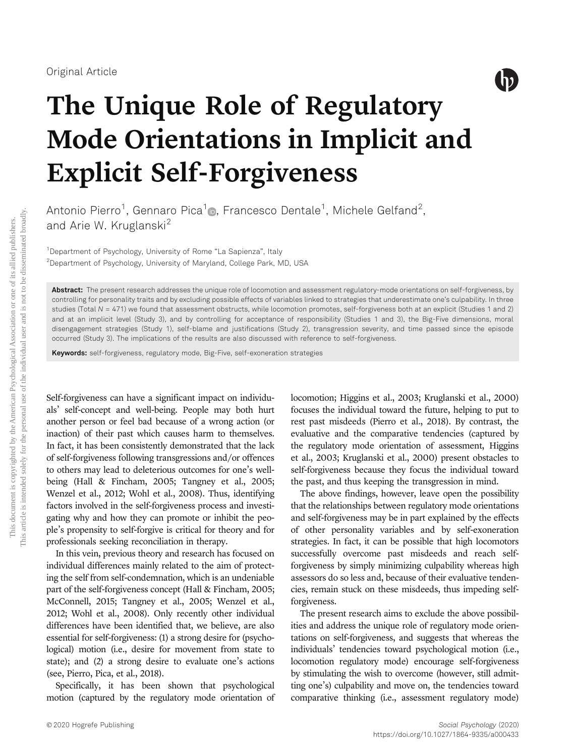Original Article

# The Unique Role of Regulatory Mode Orientations in Implicit and Explicit Self-Forgiveness

Antonio Pierro[1], Gennaro Pica[1], Francesco Dentale[1], Michele Gelfand[2], and Arie W. Kruglanski[2]

[1]Department of Psychology, University of Rome "La Sapienza", Italy

[2]Department of Psychology, University of Maryland, College Park, MD, USA

**Abstract:** The present research addresses the unique role of locomotion and assessment regulatory-mode orientations on self-forgiveness, by controlling for personality traits and by excluding possible effects of variables linked to strategies that underestimate one's culpability. In three studies (Total $N$ = 471) we found that assessment obstructs, while locomotion promotes, self-forgiveness both at an explicit (Studies 1 and 2) and at an implicit level (Study 3), and by controlling for acceptance of responsibility (Studies 1 and 3), the Big-Five dimensions, moral disengagement strategies (Study 1), self-blame and justifications (Study 2), transgression severity, and time passed since the episode occurred (Study 3). The implications of the results are also discussed with reference to self-forgiveness.

**Keywords:** self-forgiveness, regulatory mode, Big-Five, self-exoneration strategies

Self-forgiveness can have a significant impact on individuals' self-concept and well-being. People may both hurt another person or feel bad because of a wrong action (or inaction) of their past which causes harm to themselves. In fact, it has been consistently demonstrated that the lack of self-forgiveness following transgressions and/or offences to others may lead to deleterious outcomes for one's well-being (Hall & Fincham, 2005; Tangney et al., 2005; Wenzel et al., 2012; Wohl et al., 2008). Thus, identifying factors involved in the self-forgiveness process and investigating why and how they can promote or inhibit the people's propensity to self-forgive is critical for theory and for professionals seeking reconciliation in therapy.

In this vein, previous theory and research has focused on individual differences mainly related to the aim of protecting the self from self-condemnation, which is an undeniable part of the self-forgiveness concept (Hall & Fincham, 2005; McConnell, 2015; Tangney et al., 2005; Wenzel et al., 2012; Wohl et al., 2008). Only recently other individual differences have been identified that, we believe, are also essential for self-forgiveness: (1) a strong desire for (psychological) motion (i.e., desire for movement from state to state); and (2) a strong desire to evaluate one's actions (see, Pierro, Pica, et al., 2018).

Specifically, it has been shown that psychological motion (captured by the regulatory mode orientation of locomotion; Higgins et al., 2003; Kruglanski et al., 2000) focuses the individual toward the future, helping to put to rest past misdeeds (Pierro et al., 2018). By contrast, the evaluative and the comparative tendencies (captured by the regulatory mode orientation of assessment, Higgins et al., 2003; Kruglanski et al., 2000) present obstacles to self-forgiveness because they focus the individual toward the past, and thus keeping the transgression in mind.

The above findings, however, leave open the possibility that the relationships between regulatory mode orientations and self-forgiveness may be in part explained by the effects of other personality variables and by self-exoneration strategies. In fact, it can be possible that high locomotors successfully overcome past misdeeds and reach self-forgiveness by simply minimizing culpability whereas high assessors do so less and, because of their evaluative tendencies, remain stuck on these misdeeds, thus impeding self-forgiveness.

The present research aims to exclude the above possibilities and address the unique role of regulatory mode orientations on self-forgiveness, and suggests that whereas the individuals' tendencies toward psychological motion (i.e., locomotion regulatory mode) encourage self-forgiveness by stimulating the wish to overcome (however, still admitting one's) culpability and move on, the tendencies toward comparative thinking (i.e., assessment regulatory mode)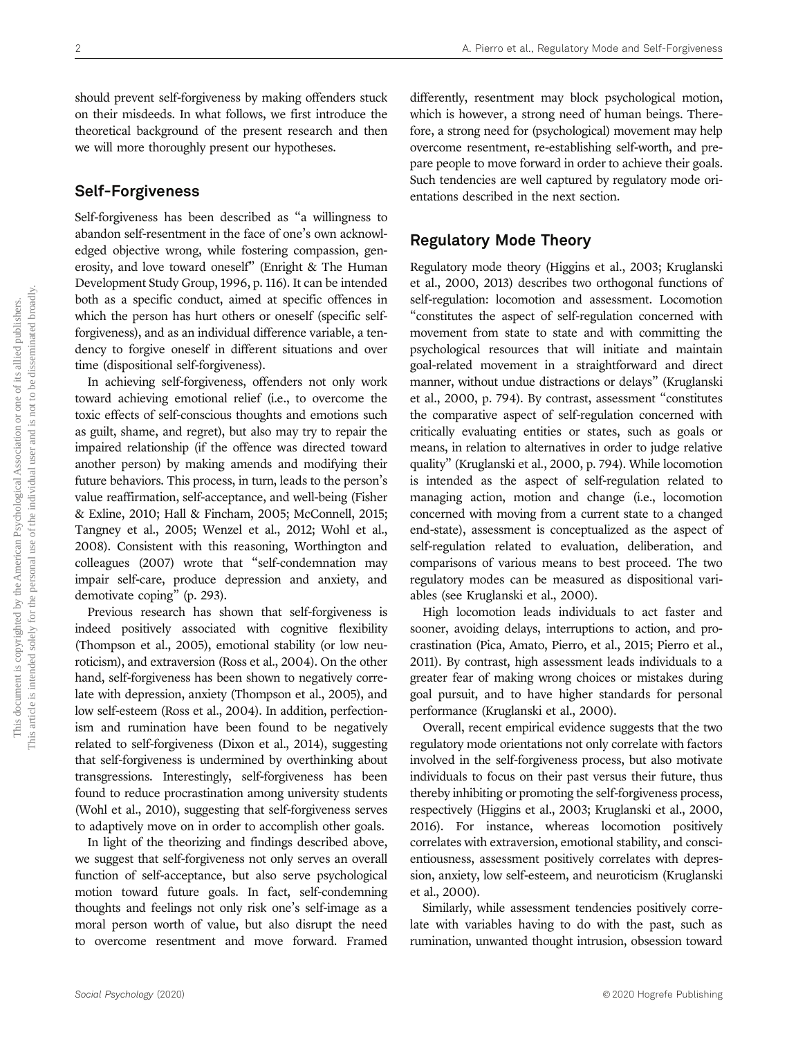should prevent self-forgiveness by making offenders stuck on their misdeeds. In what follows, we first introduce the theoretical background of the present research and then we will more thoroughly present our hypotheses.

## Self-Forgiveness

Self-forgiveness has been described as "a willingness to abandon self-resentment in the face of one's own acknowledged objective wrong, while fostering compassion, generosity, and love toward oneself" (Enright & The Human Development Study Group, 1996, p. 116). It can be intended both as a specific conduct, aimed at specific offences in which the person has hurt others or oneself (specific self-forgiveness), and as an individual difference variable, a tendency to forgive oneself in different situations and over time (dispositional self-forgiveness).

In achieving self-forgiveness, offenders not only work toward achieving emotional relief (i.e., to overcome the toxic effects of self-conscious thoughts and emotions such as guilt, shame, and regret), but also may try to repair the impaired relationship (if the offence was directed toward another person) by making amends and modifying their future behaviors. This process, in turn, leads to the person's value reaffirmation, self-acceptance, and well-being (Fisher & Exline, 2010; Hall & Fincham, 2005; McConnell, 2015; Tangney et al., 2005; Wenzel et al., 2012; Wohl et al., 2008). Consistent with this reasoning, Worthington and colleagues (2007) wrote that "self-condemnation may impair self-care, produce depression and anxiety, and demotivate coping" (p. 293).

Previous research has shown that self-forgiveness is indeed positively associated with cognitive flexibility (Thompson et al., 2005), emotional stability (or low neuroticism), and extraversion (Ross et al., 2004). On the other hand, self-forgiveness has been shown to negatively correlate with depression, anxiety (Thompson et al., 2005), and low self-esteem (Ross et al., 2004). In addition, perfectionism and rumination have been found to be negatively related to self-forgiveness (Dixon et al., 2014), suggesting that self-forgiveness is undermined by overthinking about transgressions. Interestingly, self-forgiveness has been found to reduce procrastination among university students (Wohl et al., 2010), suggesting that self-forgiveness serves to adaptively move on in order to accomplish other goals.

In light of the theorizing and findings described above, we suggest that self-forgiveness not only serves an overall function of self-acceptance, but also serve psychological motion toward future goals. In fact, self-condemning thoughts and feelings not only risk one's self-image as a moral person worth of value, but also disrupt the need to overcome resentment and move forward. Framed differently, resentment may block psychological motion, which is however, a strong need of human beings. Therefore, a strong need for (psychological) movement may help overcome resentment, re-establishing self-worth, and prepare people to move forward in order to achieve their goals. Such tendencies are well captured by regulatory mode orientations described in the next section.

## Regulatory Mode Theory

Regulatory mode theory (Higgins et al., 2003; Kruglanski et al., 2000, 2013) describes two orthogonal functions of self-regulation: locomotion and assessment. Locomotion "constitutes the aspect of self-regulation concerned with movement from state to state and with committing the psychological resources that will initiate and maintain goal-related movement in a straightforward and direct manner, without undue distractions or delays" (Kruglanski et al., 2000, p. 794). By contrast, assessment "constitutes the comparative aspect of self-regulation concerned with critically evaluating entities or states, such as goals or means, in relation to alternatives in order to judge relative quality" (Kruglanski et al., 2000, p. 794). While locomotion is intended as the aspect of self-regulation related to managing action, motion and change (i.e., locomotion concerned with moving from a current state to a changed end-state), assessment is conceptualized as the aspect of self-regulation related to evaluation, deliberation, and comparisons of various means to best proceed. The two regulatory modes can be measured as dispositional variables (see Kruglanski et al., 2000).

High locomotion leads individuals to act faster and sooner, avoiding delays, interruptions to action, and procrastination (Pica, Amato, Pierro, et al., 2015; Pierro et al., 2011). By contrast, high assessment leads individuals to a greater fear of making wrong choices or mistakes during goal pursuit, and to have higher standards for personal performance (Kruglanski et al., 2000).

Overall, recent empirical evidence suggests that the two regulatory mode orientations not only correlate with factors involved in the self-forgiveness process, but also motivate individuals to focus on their past versus their future, thus thereby inhibiting or promoting the self-forgiveness process, respectively (Higgins et al., 2003; Kruglanski et al., 2000, 2016). For instance, whereas locomotion positively correlates with extraversion, emotional stability, and conscientiousness, assessment positively correlates with depression, anxiety, low self-esteem, and neuroticism (Kruglanski et al., 2000).

Similarly, while assessment tendencies positively correlate with variables having to do with the past, such as rumination, unwanted thought intrusion, obsession toward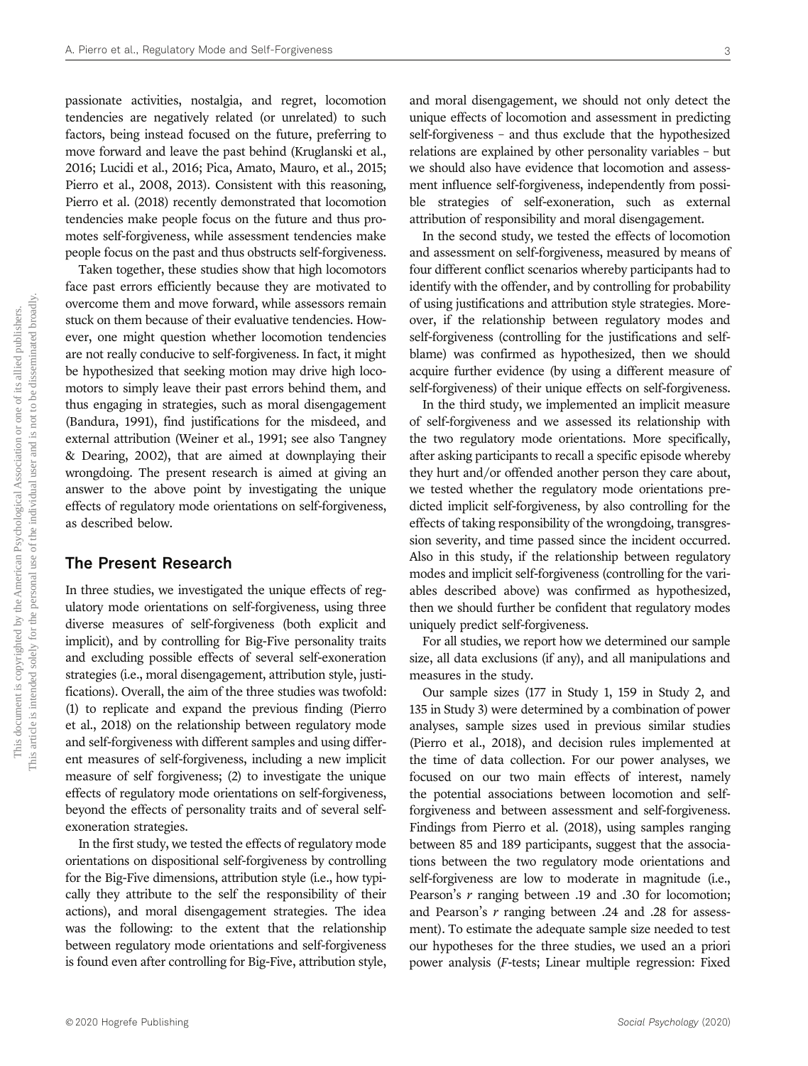passionate activities, nostalgia, and regret, locomotion tendencies are negatively related (or unrelated) to such factors, being instead focused on the future, preferring to move forward and leave the past behind (Kruglanski et al., 2016; Lucidi et al., 2016; Pica, Amato, Mauro, et al., 2015; Pierro et al., 2008, 2013). Consistent with this reasoning, Pierro et al. (2018) recently demonstrated that locomotion tendencies make people focus on the future and thus promotes self-forgiveness, while assessment tendencies make people focus on the past and thus obstructs self-forgiveness.

Taken together, these studies show that high locomotors face past errors efficiently because they are motivated to overcome them and move forward, while assessors remain stuck on them because of their evaluative tendencies. However, one might question whether locomotion tendencies are not really conducive to self-forgiveness. In fact, it might be hypothesized that seeking motion may drive high locomotors to simply leave their past errors behind them, and thus engaging in strategies, such as moral disengagement (Bandura, 1991), find justifications for the misdeed, and external attribution (Weiner et al., 1991; see also Tangney & Dearing, 2002), that are aimed at downplaying their wrongdoing. The present research is aimed at giving an answer to the above point by investigating the unique effects of regulatory mode orientations on self-forgiveness, as described below.

## The Present Research

In three studies, we investigated the unique effects of regulatory mode orientations on self-forgiveness, using three diverse measures of self-forgiveness (both explicit and implicit), and by controlling for Big-Five personality traits and excluding possible effects of several self-exoneration strategies (i.e., moral disengagement, attribution style, justifications). Overall, the aim of the three studies was twofold: (1) to replicate and expand the previous finding (Pierro et al., 2018) on the relationship between regulatory mode and self-forgiveness with different samples and using different measures of self-forgiveness, including a new implicit measure of self forgiveness; (2) to investigate the unique effects of regulatory mode orientations on self-forgiveness, beyond the effects of personality traits and of several self-exoneration strategies.

In the first study, we tested the effects of regulatory mode orientations on dispositional self-forgiveness by controlling for the Big-Five dimensions, attribution style (i.e., how typically they attribute to the self the responsibility of their actions), and moral disengagement strategies. The idea was the following: to the extent that the relationship between regulatory mode orientations and self-forgiveness is found even after controlling for Big-Five, attribution style, and moral disengagement, we should not only detect the unique effects of locomotion and assessment in predicting self-forgiveness – and thus exclude that the hypothesized relations are explained by other personality variables – but we should also have evidence that locomotion and assessment influence self-forgiveness, independently from possible strategies of self-exoneration, such as external attribution of responsibility and moral disengagement.

In the second study, we tested the effects of locomotion and assessment on self-forgiveness, measured by means of four different conflict scenarios whereby participants had to identify with the offender, and by controlling for probability of using justifications and attribution style strategies. Moreover, if the relationship between regulatory modes and self-forgiveness (controlling for the justifications and self-blame) was confirmed as hypothesized, then we should acquire further evidence (by using a different measure of self-forgiveness) of their unique effects on self-forgiveness.

In the third study, we implemented an implicit measure of self-forgiveness and we assessed its relationship with the two regulatory mode orientations. More specifically, after asking participants to recall a specific episode whereby they hurt and/or offended another person they care about, we tested whether the regulatory mode orientations predicted implicit self-forgiveness, by also controlling for the effects of taking responsibility of the wrongdoing, transgression severity, and time passed since the incident occurred. Also in this study, if the relationship between regulatory modes and implicit self-forgiveness (controlling for the variables described above) was confirmed as hypothesized, then we should further be confident that regulatory modes uniquely predict self-forgiveness.

For all studies, we report how we determined our sample size, all data exclusions (if any), and all manipulations and measures in the study.

Our sample sizes (177 in Study 1, 159 in Study 2, and 135 in Study 3) were determined by a combination of power analyses, sample sizes used in previous similar studies (Pierro et al., 2018), and decision rules implemented at the time of data collection. For our power analyses, we focused on our two main effects of interest, namely the potential associations between locomotion and self-forgiveness and between assessment and self-forgiveness. Findings from Pierro et al. (2018), using samples ranging between 85 and 189 participants, suggest that the associations between the two regulatory mode orientations and self-forgiveness are low to moderate in magnitude (i.e., Pearson's $r$ ranging between .19 and .30 for locomotion; and Pearson's $r$ ranging between .24 and .28 for assessment). To estimate the adequate sample size needed to test our hypotheses for the three studies, we used an a priori power analysis ($F$-tests; Linear multiple regression: Fixed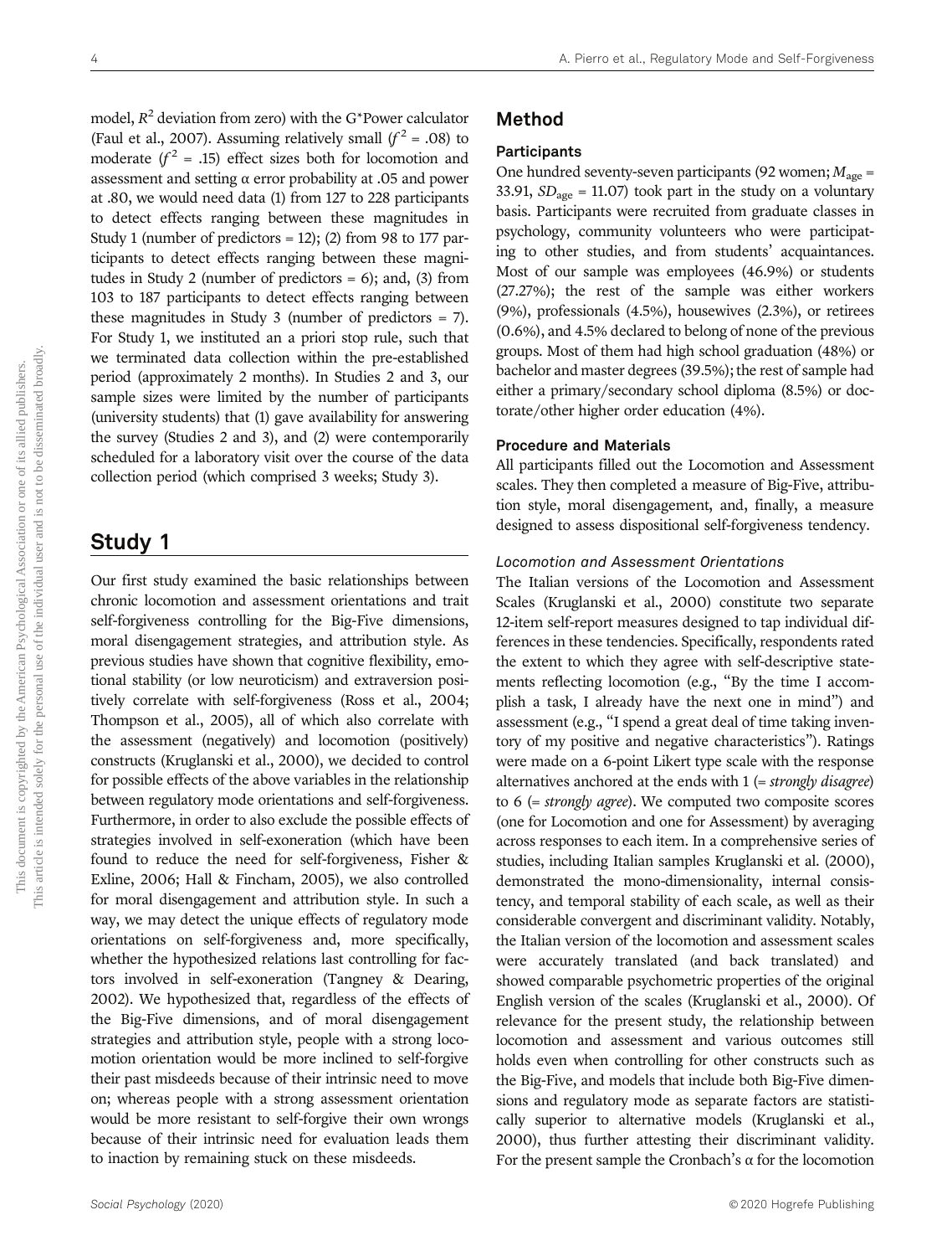model, $R^2$ deviation from zero) with the G*Power calculator (Faul et al., 2007). Assuming relatively small ($f^2$ = .08) to moderate ($f^2$ = .15) effect sizes both for locomotion and assessment and setting α error probability at .05 and power at .80, we would need data (1) from 127 to 228 participants to detect effects ranging between these magnitudes in Study 1 (number of predictors = 12); (2) from 98 to 177 participants to detect effects ranging between these magnitudes in Study 2 (number of predictors = 6); and, (3) from 103 to 187 participants to detect effects ranging between these magnitudes in Study 3 (number of predictors = 7). For Study 1, we instituted an a priori stop rule, such that we terminated data collection within the pre-established period (approximately 2 months). In Studies 2 and 3, our sample sizes were limited by the number of participants (university students) that (1) gave availability for answering the survey (Studies 2 and 3), and (2) were contemporarily scheduled for a laboratory visit over the course of the data collection period (which comprised 3 weeks; Study 3).

## Study 1

Our first study examined the basic relationships between chronic locomotion and assessment orientations and trait self-forgiveness controlling for the Big-Five dimensions, moral disengagement strategies, and attribution style. As previous studies have shown that cognitive flexibility, emotional stability (or low neuroticism) and extraversion positively correlate with self-forgiveness (Ross et al., 2004; Thompson et al., 2005), all of which also correlate with the assessment (negatively) and locomotion (positively) constructs (Kruglanski et al., 2000), we decided to control for possible effects of the above variables in the relationship between regulatory mode orientations and self-forgiveness. Furthermore, in order to also exclude the possible effects of strategies involved in self-exoneration (which have been found to reduce the need for self-forgiveness, Fisher & Exline, 2006; Hall & Fincham, 2005), we also controlled for moral disengagement and attribution style. In such a way, we may detect the unique effects of regulatory mode orientations on self-forgiveness and, more specifically, whether the hypothesized relations last controlling for factors involved in self-exoneration (Tangney & Dearing, 2002). We hypothesized that, regardless of the effects of the Big-Five dimensions, and of moral disengagement strategies and attribution style, people with a strong locomotion orientation would be more inclined to self-forgive their past misdeeds because of their intrinsic need to move on; whereas people with a strong assessment orientation would be more resistant to self-forgive their own wrongs because of their intrinsic need for evaluation leads them to inaction by remaining stuck on these misdeeds.

### Method

#### Participants

One hundred seventy-seven participants (92 women; $M_{age}$ = 33.91, $SD_{age}$ = 11.07) took part in the study on a voluntary basis. Participants were recruited from graduate classes in psychology, community volunteers who were participating to other studies, and from students' acquaintances. Most of our sample was employees (46.9%) or students (27.27%); the rest of the sample was either workers (9%), professionals (4.5%), housewives (2.3%), or retirees (0.6%), and 4.5% declared to belong of none of the previous groups. Most of them had high school graduation (48%) or bachelor and master degrees (39.5%); the rest of sample had either a primary/secondary school diploma (8.5%) or doctorate/other higher order education (4%).

#### Procedure and Materials

All participants filled out the Locomotion and Assessment scales. They then completed a measure of Big-Five, attribution style, moral disengagement, and, finally, a measure designed to assess dispositional self-forgiveness tendency.

##### *Locomotion and Assessment Orientations*

The Italian versions of the Locomotion and Assessment Scales (Kruglanski et al., 2000) constitute two separate 12-item self-report measures designed to tap individual differences in these tendencies. Specifically, respondents rated the extent to which they agree with self-descriptive statements reflecting locomotion (e.g., "By the time I accomplish a task, I already have the next one in mind") and assessment (e.g., "I spend a great deal of time taking inventory of my positive and negative characteristics"). Ratings were made on a 6-point Likert type scale with the response alternatives anchored at the ends with 1 (= *strongly disagree*) to 6 (= *strongly agree*). We computed two composite scores (one for Locomotion and one for Assessment) by averaging across responses to each item. In a comprehensive series of studies, including Italian samples Kruglanski et al. (2000), demonstrated the mono-dimensionality, internal consistency, and temporal stability of each scale, as well as their considerable convergent and discriminant validity. Notably, the Italian version of the locomotion and assessment scales were accurately translated (and back translated) and showed comparable psychometric properties of the original English version of the scales (Kruglanski et al., 2000). Of relevance for the present study, the relationship between locomotion and assessment and various outcomes still holds even when controlling for other constructs such as the Big-Five, and models that include both Big-Five dimensions and regulatory mode as separate factors are statistically superior to alternative models (Kruglanski et al., 2000), thus further attesting their discriminant validity. For the present sample the Cronbach's α for the locomotion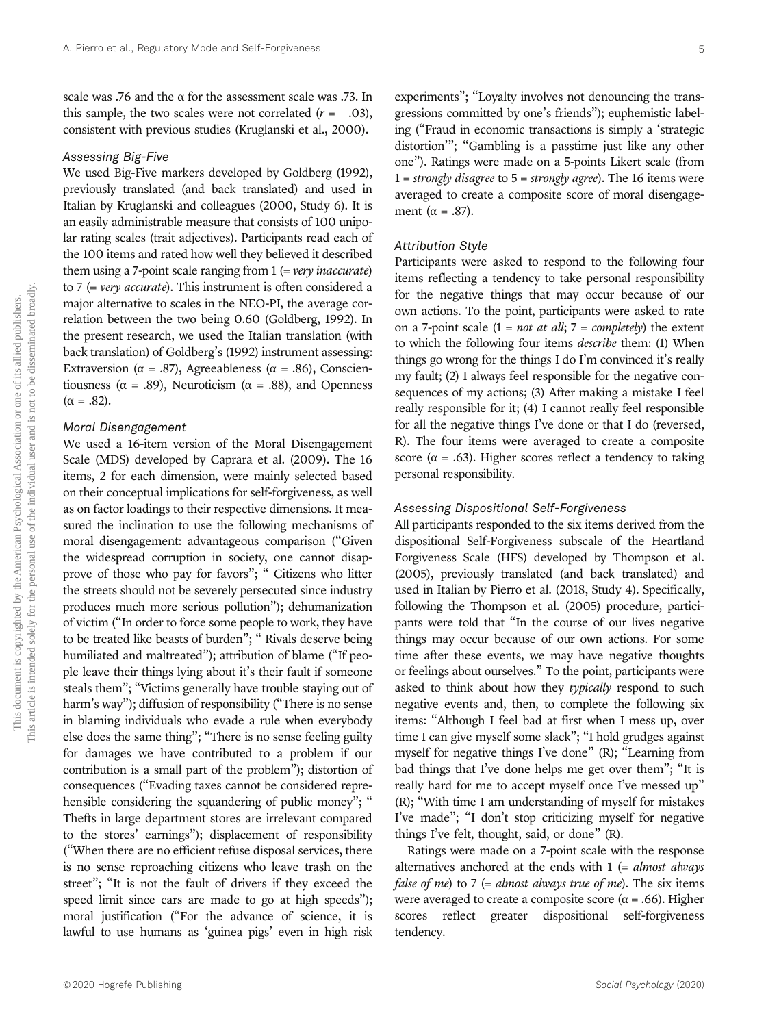scale was .76 and the α for the assessment scale was .73. In this sample, the two scales were not correlated ($r = -.03$), consistent with previous studies (Kruglanski et al., 2000).

### Assessing Big-Five

We used Big-Five markers developed by Goldberg (1992), previously translated (and back translated) and used in Italian by Kruglanski and colleagues (2000, Study 6). It is an easily administrable measure that consists of 100 unipolar rating scales (trait adjectives). Participants read each of the 100 items and rated how well they believed it described them using a 7-point scale ranging from 1 (= *very inaccurate*) to 7 (= *very accurate*). This instrument is often considered a major alternative to scales in the NEO-PI, the average correlation between the two being 0.60 (Goldberg, 1992). In the present research, we used the Italian translation (with back translation) of Goldberg's (1992) instrument assessing: Extraversion (α = .87), Agreeableness (α = .86), Conscientiousness (α = .89), Neuroticism (α = .88), and Openness (α = .82).

### Moral Disengagement

We used a 16-item version of the Moral Disengagement Scale (MDS) developed by Caprara et al. (2009). The 16 items, 2 for each dimension, were mainly selected based on their conceptual implications for self-forgiveness, as well as on factor loadings to their respective dimensions. It measured the inclination to use the following mechanisms of moral disengagement: advantageous comparison ("Given the widespread corruption in society, one cannot disapprove of those who pay for favors"; " Citizens who litter the streets should not be severely persecuted since industry produces much more serious pollution"); dehumanization of victim ("In order to force some people to work, they have to be treated like beasts of burden"; " Rivals deserve being humiliated and maltreated"); attribution of blame ("If people leave their things lying about it's their fault if someone steals them"; "Victims generally have trouble staying out of harm's way"); diffusion of responsibility ("There is no sense in blaming individuals who evade a rule when everybody else does the same thing"; "There is no sense feeling guilty for damages we have contributed to a problem if our contribution is a small part of the problem"); distortion of consequences ("Evading taxes cannot be considered reprehensible considering the squandering of public money"; " Thefts in large department stores are irrelevant compared to the stores' earnings"); displacement of responsibility ("When there are no efficient refuse disposal services, there is no sense reproaching citizens who leave trash on the street"; "It is not the fault of drivers if they exceed the speed limit since cars are made to go at high speeds"); moral justification ("For the advance of science, it is lawful to use humans as 'guinea pigs' even in high risk experiments"; "Loyalty involves not denouncing the transgressions committed by one's friends"); euphemistic labeling ("Fraud in economic transactions is simply a 'strategic distortion'"; "Gambling is a passtime just like any other one"). Ratings were made on a 5-points Likert scale (from 1 = *strongly disagree* to 5 = *strongly agree*). The 16 items were averaged to create a composite score of moral disengagement (α = .87).

### Attribution Style

Participants were asked to respond to the following four items reflecting a tendency to take personal responsibility for the negative things that may occur because of our own actions. To the point, participants were asked to rate on a 7-point scale (1 = *not at all*; 7 = *completely*) the extent to which the following four items *describe* them: (1) When things go wrong for the things I do I'm convinced it's really my fault; (2) I always feel responsible for the negative consequences of my actions; (3) After making a mistake I feel really responsible for it; (4) I cannot really feel responsible for all the negative things I've done or that I do (reversed, R). The four items were averaged to create a composite score (α = .63). Higher scores reflect a tendency to taking personal responsibility.

### Assessing Dispositional Self-Forgiveness

All participants responded to the six items derived from the dispositional Self-Forgiveness subscale of the Heartland Forgiveness Scale (HFS) developed by Thompson et al. (2005), previously translated (and back translated) and used in Italian by Pierro et al. (2018, Study 4). Specifically, following the Thompson et al. (2005) procedure, participants were told that "In the course of our lives negative things may occur because of our own actions. For some time after these events, we may have negative thoughts or feelings about ourselves." To the point, participants were asked to think about how they *typically* respond to such negative events and, then, to complete the following six items: "Although I feel bad at first when I mess up, over time I can give myself some slack"; "I hold grudges against myself for negative things I've done" (R); "Learning from bad things that I've done helps me get over them"; "It is really hard for me to accept myself once I've messed up" (R); "With time I am understanding of myself for mistakes I've made"; "I don't stop criticizing myself for negative things I've felt, thought, said, or done" (R).

Ratings were made on a 7-point scale with the response alternatives anchored at the ends with 1 (= *almost always false of me*) to 7 (= *almost always true of me*). The six items were averaged to create a composite score (α = .66). Higher scores reflect greater dispositional self-forgiveness tendency.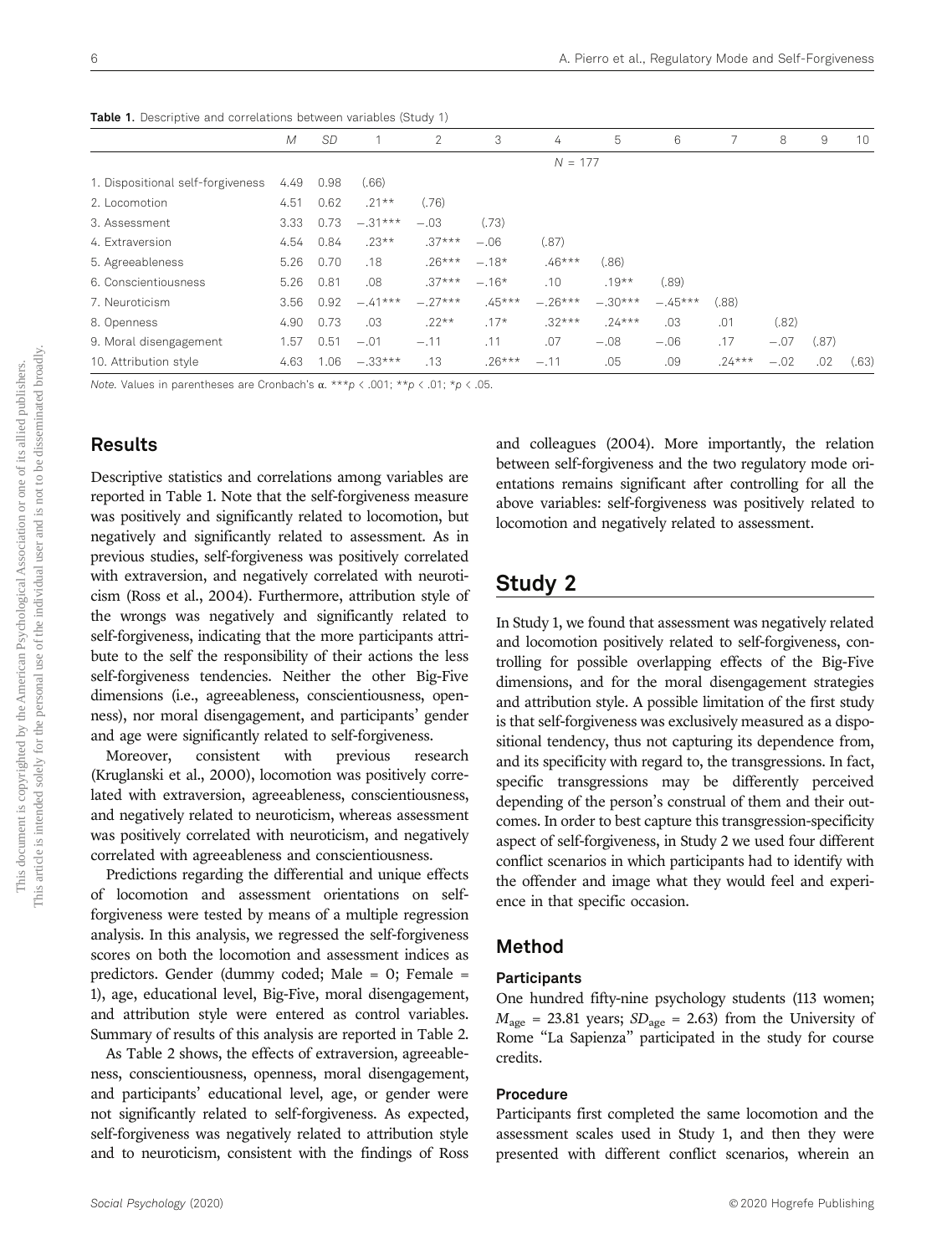**Table 1.** Descriptive and correlations between variables (Study 1)

| | *M* | *SD* | 1 | 2 | 3 | 4 | 5 | 6 | 7 | 8 | 9 | 10 |
|---|---|---|---|---|---|---|---|---|---|---|---|---|
| | | | | | | $N$ = 177 | | | | | | |
| 1. Dispositional self-forgiveness | 4.49 | 0.98 | (.66) | | | | | | | | | |
| 2. Locomotion | 4.51 | 0.62 | .21** | (.76) | | | | | | | | |
| 3. Assessment | 3.33 | 0.73 | −.31*** | −.03 | (.73) | | | | | | | |
| 4. Extraversion | 4.54 | 0.84 | .23** | .37*** | −.06 | (.87) | | | | | | |
| 5. Agreeableness | 5.26 | 0.70 | .18 | .26*** | −.18* | .46*** | (.86) | | | | | |
| 6. Conscientiousness | 5.26 | 0.81 | .08 | .37*** | −.16* | .10 | .19** | (.89) | | | | |
| 7. Neuroticism | 3.56 | 0.92 | −.41*** | −.27*** | .45*** | −.26*** | −.30*** | −.45*** | (.88) | | | |
| 8. Openness | 4.90 | 0.73 | .03 | .22** | .17* | .32*** | .24*** | .03 | .01 | (.82) | | |
| 9. Moral disengagement | 1.57 | 0.51 | −.01 | −.11 | .11 | .07 | −.08 | −.06 | .17 | −.07 | (.87) | |
| 10. Attribution style | 4.63 | 1.06 | −.33*** | .13 | .26*** | −.11 | .05 | .09 | .24*** | −.02 | .02 | (.63) |

*Note.* Values in parentheses are Cronbach's α. ***$p$ < .001; **$p$ < .01; *$p$ < .05.

## Results

Descriptive statistics and correlations among variables are reported in Table 1. Note that the self-forgiveness measure was positively and significantly related to locomotion, but negatively and significantly related to assessment. As in previous studies, self-forgiveness was positively correlated with extraversion, and negatively correlated with neuroticism (Ross et al., 2004). Furthermore, attribution style of the wrongs was negatively and significantly related to self-forgiveness, indicating that the more participants attribute to the self the responsibility of their actions the less self-forgiveness tendencies. Neither the other Big-Five dimensions (i.e., agreeableness, conscientiousness, openness), nor moral disengagement, and participants' gender and age were significantly related to self-forgiveness.

Moreover, consistent with previous research (Kruglanski et al., 2000), locomotion was positively correlated with extraversion, agreeableness, conscientiousness, and negatively related to neuroticism, whereas assessment was positively correlated with neuroticism, and negatively correlated with agreeableness and conscientiousness.

Predictions regarding the differential and unique effects of locomotion and assessment orientations on self-forgiveness were tested by means of a multiple regression analysis. In this analysis, we regressed the self-forgiveness scores on both the locomotion and assessment indices as predictors. Gender (dummy coded; Male = 0; Female = 1), age, educational level, Big-Five, moral disengagement, and attribution style were entered as control variables. Summary of results of this analysis are reported in Table 2.

As Table 2 shows, the effects of extraversion, agreeableness, conscientiousness, openness, moral disengagement, and participants' educational level, age, or gender were not significantly related to self-forgiveness. As expected, self-forgiveness was negatively related to attribution style and to neuroticism, consistent with the findings of Ross and colleagues (2004). More importantly, the relation between self-forgiveness and the two regulatory mode orientations remains significant after controlling for all the above variables: self-forgiveness was positively related to locomotion and negatively related to assessment.

# Study 2

In Study 1, we found that assessment was negatively related and locomotion positively related to self-forgiveness, controlling for possible overlapping effects of the Big-Five dimensions, and for the moral disengagement strategies and attribution style. A possible limitation of the first study is that self-forgiveness was exclusively measured as a dispositional tendency, thus not capturing its dependence from, and its specificity with regard to, the transgressions. In fact, specific transgressions may be differently perceived depending of the person's construal of them and their outcomes. In order to best capture this transgression-specificity aspect of self-forgiveness, in Study 2 we used four different conflict scenarios in which participants had to identify with the offender and image what they would feel and experience in that specific occasion.

## Method

### Participants

One hundred fifty-nine psychology students (113 women; $M_{\text{age}}$ = 23.81 years; $SD_{\text{age}}$ = 2.63) from the University of Rome "La Sapienza" participated in the study for course credits.

### Procedure

Participants first completed the same locomotion and the assessment scales used in Study 1, and then they were presented with different conflict scenarios, wherein an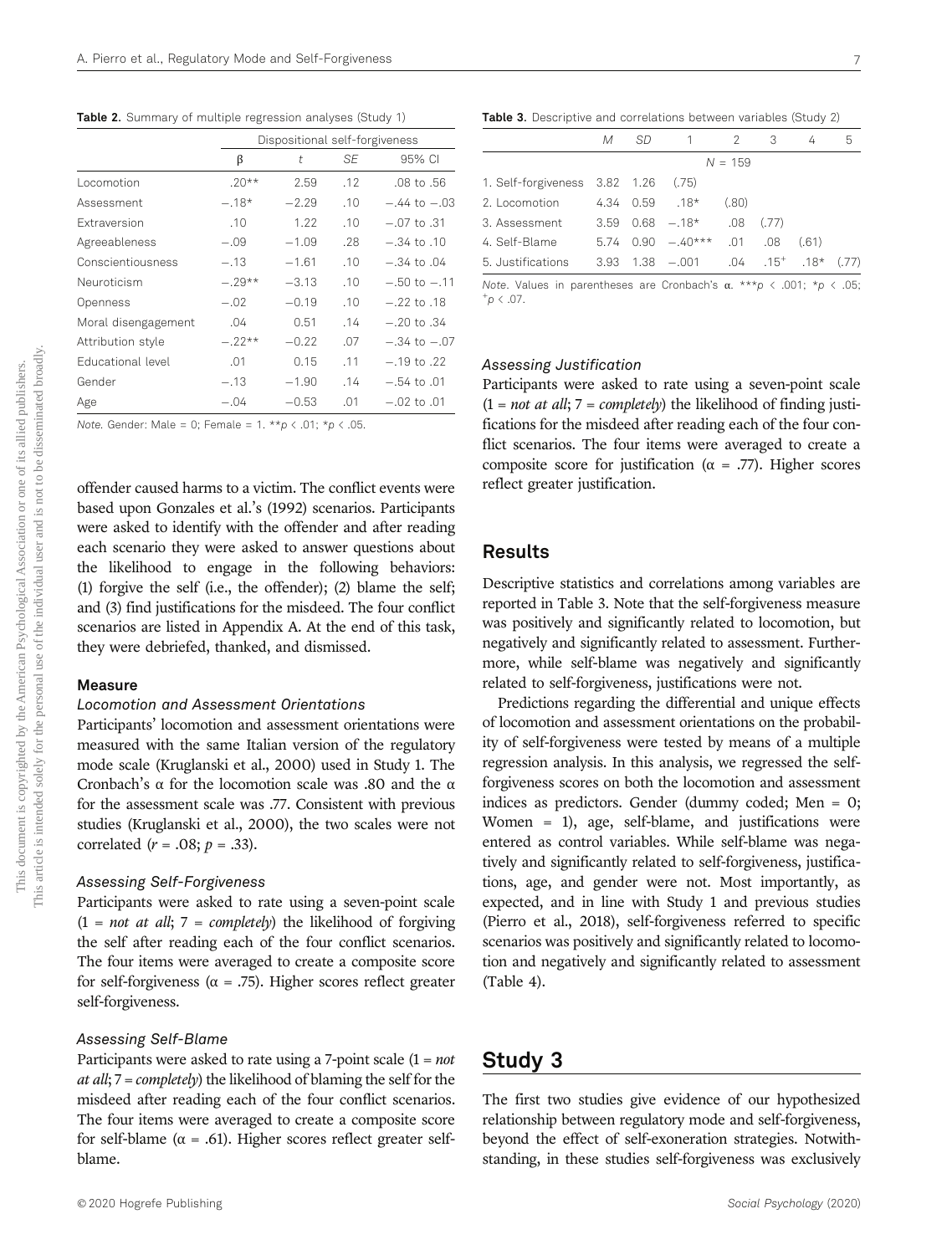**Table 2.** Summary of multiple regression analyses (Study 1)

| | Dispositional self-forgiveness | | | |
|---|---|---|---|---|
| | β | *t* | *SE* | 95% CI |
| Locomotion | .20** | 2.59 | .12 | .08 to .56 |
| Assessment | −.18* | −2.29 | .10 | −.44 to −.03 |
| Extraversion | .10 | 1.22 | .10 | −.07 to .31 |
| Agreeableness | −.09 | −1.09 | .28 | −.34 to .10 |
| Conscientiousness | −.13 | −1.61 | .10 | −.34 to .04 |
| Neuroticism | −.29** | −3.13 | .10 | −.50 to −.11 |
| Openness | −.02 | −0.19 | .10 | −.22 to .18 |
| Moral disengagement | .04 | 0.51 | .14 | −.20 to .34 |
| Attribution style | −.22** | −0.22 | .07 | −.34 to −.07 |
| Educational level | .01 | 0.15 | .11 | −.19 to .22 |
| Gender | −.13 | −1.90 | .14 | −.54 to .01 |
| Age | −.04 | −0.53 | .01 | −.02 to .01 |

*Note.* Gender: Male = 0; Female = 1. $^{**}p < .01$; $^{*}p < .05$.

offender caused harms to a victim. The conflict events were based upon Gonzales et al.'s (1992) scenarios. Participants were asked to identify with the offender and after reading each scenario they were asked to answer questions about the likelihood to engage in the following behaviors: (1) forgive the self (i.e., the offender); (2) blame the self; and (3) find justifications for the misdeed. The four conflict scenarios are listed in Appendix A. At the end of this task, they were debriefed, thanked, and dismissed.

### Measure

#### *Locomotion and Assessment Orientations*

Participants' locomotion and assessment orientations were measured with the same Italian version of the regulatory mode scale (Kruglanski et al., 2000) used in Study 1. The Cronbach's α for the locomotion scale was .80 and the α for the assessment scale was .77. Consistent with previous studies (Kruglanski et al., 2000), the two scales were not correlated ($r = .08$; $p = .33$).

#### *Assessing Self-Forgiveness*

Participants were asked to rate using a seven-point scale (1 = *not at all*; 7 = *completely*) the likelihood of forgiving the self after reading each of the four conflict scenarios. The four items were averaged to create a composite score for self-forgiveness (α = .75). Higher scores reflect greater self-forgiveness.

#### *Assessing Self-Blame*

Participants were asked to rate using a 7-point scale (1 = *not at all*; 7 = *completely*) the likelihood of blaming the self for the misdeed after reading each of the four conflict scenarios. The four items were averaged to create a composite score for self-blame (α = .61). Higher scores reflect greater self-blame.

**Table 3.** Descriptive and correlations between variables (Study 2)

| | *M* | *SD* | 1 | 2 | 3 | 4 | 5 |
|---|---|---|---|---|---|---|---|
| | | | | *N* = 159 | | | |
| 1. Self-forgiveness | 3.82 | 1.26 | (.75) | | | | |
| 2. Locomotion | 4.34 | 0.59 | .18* | (.80) | | | |
| 3. Assessment | 3.59 | 0.68 | −.18* | .08 | (.77) | | |
| 4. Self-Blame | 5.74 | 0.90 | −.40*** | .01 | .08 | (.61) | |
| 5. Justifications | 3.93 | 1.38 | −.001 | .04 | .15⁺ | .18* | (.77) |

*Note.* Values in parentheses are Cronbach's α. $^{***}p < .001$; $^{*}p < .05$; $^{+}p < .07$.

#### *Assessing Justification*

Participants were asked to rate using a seven-point scale (1 = *not at all*; 7 = *completely*) the likelihood of finding justifications for the misdeed after reading each of the four conflict scenarios. The four items were averaged to create a composite score for justification (α = .77). Higher scores reflect greater justification.

## Results

Descriptive statistics and correlations among variables are reported in Table 3. Note that the self-forgiveness measure was positively and significantly related to locomotion, but negatively and significantly related to assessment. Furthermore, while self-blame was negatively and significantly related to self-forgiveness, justifications were not.

Predictions regarding the differential and unique effects of locomotion and assessment orientations on the probability of self-forgiveness were tested by means of a multiple regression analysis. In this analysis, we regressed the self-forgiveness scores on both the locomotion and assessment indices as predictors. Gender (dummy coded; Men = 0; Women = 1), age, self-blame, and justifications were entered as control variables. While self-blame was negatively and significantly related to self-forgiveness, justifications, age, and gender were not. Most importantly, as expected, and in line with Study 1 and previous studies (Pierro et al., 2018), self-forgiveness referred to specific scenarios was positively and significantly related to locomotion and negatively and significantly related to assessment (Table 4).

# Study 3

The first two studies give evidence of our hypothesized relationship between regulatory mode and self-forgiveness, beyond the effect of self-exoneration strategies. Notwithstanding, in these studies self-forgiveness was exclusively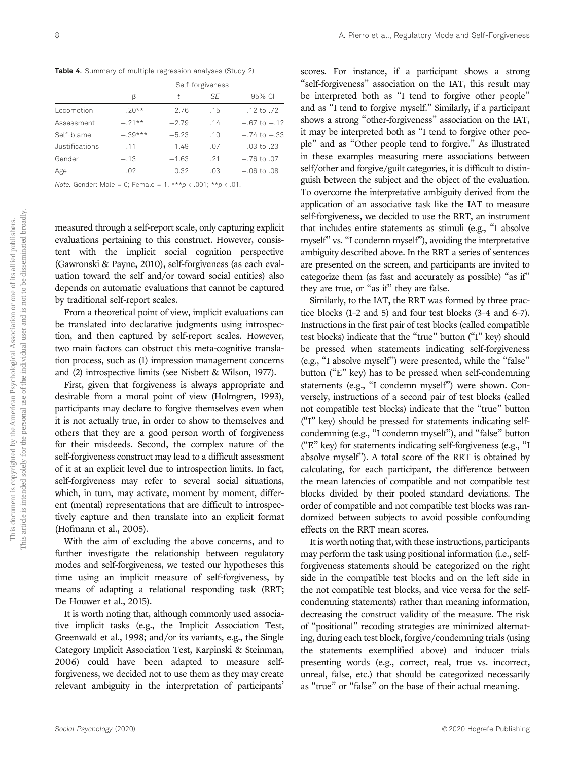**Table 4.** Summary of multiple regression analyses (Study 2)

| | Self-forgiveness | | | |
|---|---|---|---|---|
| | β | *t* | *SE* | 95% CI |
| Locomotion | .20** | 2.76 | .15 | .12 to .72 |
| Assessment | −.21** | −2.79 | .14 | −.67 to −.12 |
| Self-blame | −.39*** | −5.23 | .10 | −.74 to −.33 |
| Justifications | .11 | 1.49 | .07 | −.03 to .23 |
| Gender | −.13 | −1.63 | .21 | −.76 to .07 |
| Age | .02 | 0.32 | .03 | −.06 to .08 |

*Note.* Gender: Male = 0; Female = 1. ***$p < .001$; **$p < .01$.

measured through a self-report scale, only capturing explicit evaluations pertaining to this construct. However, consistent with the implicit social cognition perspective (Gawronski & Payne, 2010), self-forgiveness (as each evaluation toward the self and/or toward social entities) also depends on automatic evaluations that cannot be captured by traditional self-report scales.

From a theoretical point of view, implicit evaluations can be translated into declarative judgments using introspection, and then captured by self-report scales. However, two main factors can obstruct this meta-cognitive translation process, such as (1) impression management concerns and (2) introspective limits (see Nisbett & Wilson, 1977).

First, given that forgiveness is always appropriate and desirable from a moral point of view (Holmgren, 1993), participants may declare to forgive themselves even when it is not actually true, in order to show to themselves and others that they are a good person worth of forgiveness for their misdeeds. Second, the complex nature of the self-forgiveness construct may lead to a difficult assessment of it at an explicit level due to introspection limits. In fact, self-forgiveness may refer to several social situations, which, in turn, may activate, moment by moment, different (mental) representations that are difficult to introspectively capture and then translate into an explicit format (Hofmann et al., 2005).

With the aim of excluding the above concerns, and to further investigate the relationship between regulatory modes and self-forgiveness, we tested our hypotheses this time using an implicit measure of self-forgiveness, by means of adapting a relational responding task (RRT; De Houwer et al., 2015).

It is worth noting that, although commonly used associative implicit tasks (e.g., the Implicit Association Test, Greenwald et al., 1998; and/or its variants, e.g., the Single Category Implicit Association Test, Karpinski & Steinman, 2006) could have been adapted to measure self-forgiveness, we decided not to use them as they may create relevant ambiguity in the interpretation of participants' scores. For instance, if a participant shows a strong "self-forgiveness" association on the IAT, this result may be interpreted both as "I tend to forgive other people" and as "I tend to forgive myself." Similarly, if a participant shows a strong "other-forgiveness" association on the IAT, it may be interpreted both as "I tend to forgive other people" and as "Other people tend to forgive." As illustrated in these examples measuring mere associations between self/other and forgive/guilt categories, it is difficult to distinguish between the subject and the object of the evaluation. To overcome the interpretative ambiguity derived from the application of an associative task like the IAT to measure self-forgiveness, we decided to use the RRT, an instrument that includes entire statements as stimuli (e.g., "I absolve myself" vs. "I condemn myself"), avoiding the interpretative ambiguity described above. In the RRT a series of sentences are presented on the screen, and participants are invited to categorize them (as fast and accurately as possible) "as if" they are true, or "as if" they are false.

Similarly, to the IAT, the RRT was formed by three practice blocks (1–2 and 5) and four test blocks (3–4 and 6–7). Instructions in the first pair of test blocks (called compatible test blocks) indicate that the "true" button ("I" key) should be pressed when statements indicating self-forgiveness (e.g., "I absolve myself") were presented, while the "false" button ("E" key) has to be pressed when self-condemning statements (e.g., "I condemn myself") were shown. Conversely, instructions of a second pair of test blocks (called not compatible test blocks) indicate that the "true" button ("I" key) should be pressed for statements indicating self-condemning (e.g., "I condemn myself"), and "false" button ("E" key) for statements indicating self-forgiveness (e.g., "I absolve myself"). A total score of the RRT is obtained by calculating, for each participant, the difference between the mean latencies of compatible and not compatible test blocks divided by their pooled standard deviations. The order of compatible and not compatible test blocks was randomized between subjects to avoid possible confounding effects on the RRT mean scores.

It is worth noting that, with these instructions, participants may perform the task using positional information (i.e., self-forgiveness statements should be categorized on the right side in the compatible test blocks and on the left side in the not compatible test blocks, and vice versa for the self-condemning statements) rather than meaning information, decreasing the construct validity of the measure. The risk of "positional" recoding strategies are minimized alternating, during each test block, forgive/condemning trials (using the statements exemplified above) and inducer trials presenting words (e.g., correct, real, true vs. incorrect, unreal, false, etc.) that should be categorized necessarily as "true" or "false" on the base of their actual meaning.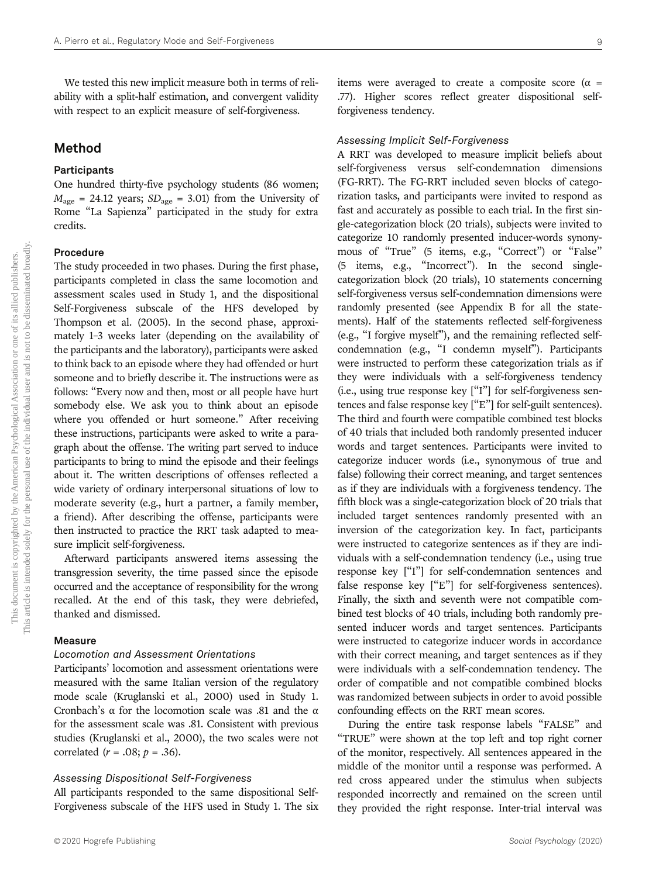We tested this new implicit measure both in terms of reliability with a split-half estimation, and convergent validity with respect to an explicit measure of self-forgiveness.

## Method

### Participants

One hundred thirty-five psychology students (86 women; $M_{age}$ = 24.12 years; $SD_{age}$ = 3.01) from the University of Rome "La Sapienza" participated in the study for extra credits.

### Procedure

The study proceeded in two phases. During the first phase, participants completed in class the same locomotion and assessment scales used in Study 1, and the dispositional Self-Forgiveness subscale of the HFS developed by Thompson et al. (2005). In the second phase, approximately 1–3 weeks later (depending on the availability of the participants and the laboratory), participants were asked to think back to an episode where they had offended or hurt someone and to briefly describe it. The instructions were as follows: "Every now and then, most or all people have hurt somebody else. We ask you to think about an episode where you offended or hurt someone." After receiving these instructions, participants were asked to write a paragraph about the offense. The writing part served to induce participants to bring to mind the episode and their feelings about it. The written descriptions of offenses reflected a wide variety of ordinary interpersonal situations of low to moderate severity (e.g., hurt a partner, a family member, a friend). After describing the offense, participants were then instructed to practice the RRT task adapted to measure implicit self-forgiveness.

Afterward participants answered items assessing the transgression severity, the time passed since the episode occurred and the acceptance of responsibility for the wrong recalled. At the end of this task, they were debriefed, thanked and dismissed.

### Measure

#### *Locomotion and Assessment Orientations*

Participants' locomotion and assessment orientations were measured with the same Italian version of the regulatory mode scale (Kruglanski et al., 2000) used in Study 1. Cronbach's α for the locomotion scale was .81 and the α for the assessment scale was .81. Consistent with previous studies (Kruglanski et al., 2000), the two scales were not correlated ($r$ = .08; $p$ = .36).

#### *Assessing Dispositional Self-Forgiveness*

All participants responded to the same dispositional Self-Forgiveness subscale of the HFS used in Study 1. The six items were averaged to create a composite score (α = .77). Higher scores reflect greater dispositional self-forgiveness tendency.

#### *Assessing Implicit Self-Forgiveness*

A RRT was developed to measure implicit beliefs about self-forgiveness versus self-condemnation dimensions (FG-RRT). The FG-RRT included seven blocks of categorization tasks, and participants were invited to respond as fast and accurately as possible to each trial. In the first single-categorization block (20 trials), subjects were invited to categorize 10 randomly presented inducer-words synonymous of "True" (5 items, e.g., "Correct") or "False" (5 items, e.g., "Incorrect"). In the second single-categorization block (20 trials), 10 statements concerning self-forgiveness versus self-condemnation dimensions were randomly presented (see Appendix B for all the statements). Half of the statements reflected self-forgiveness (e.g., "I forgive myself"), and the remaining reflected self-condemnation (e.g., "I condemn myself"). Participants were instructed to perform these categorization trials as if they were individuals with a self-forgiveness tendency (i.e., using true response key ["I"] for self-forgiveness sentences and false response key ["E"] for self-guilt sentences). The third and fourth were compatible combined test blocks of 40 trials that included both randomly presented inducer words and target sentences. Participants were invited to categorize inducer words (i.e., synonymous of true and false) following their correct meaning, and target sentences as if they are individuals with a forgiveness tendency. The fifth block was a single-categorization block of 20 trials that included target sentences randomly presented with an inversion of the categorization key. In fact, participants were instructed to categorize sentences as if they are individuals with a self-condemnation tendency (i.e., using true response key ["I"] for self-condemnation sentences and false response key ["E"] for self-forgiveness sentences). Finally, the sixth and seventh were not compatible combined test blocks of 40 trials, including both randomly presented inducer words and target sentences. Participants were instructed to categorize inducer words in accordance with their correct meaning, and target sentences as if they were individuals with a self-condemnation tendency. The order of compatible and not compatible combined blocks was randomized between subjects in order to avoid possible confounding effects on the RRT mean scores.

During the entire task response labels "FALSE" and "TRUE" were shown at the top left and top right corner of the monitor, respectively. All sentences appeared in the middle of the monitor until a response was performed. A red cross appeared under the stimulus when subjects responded incorrectly and remained on the screen until they provided the right response. Inter-trial interval was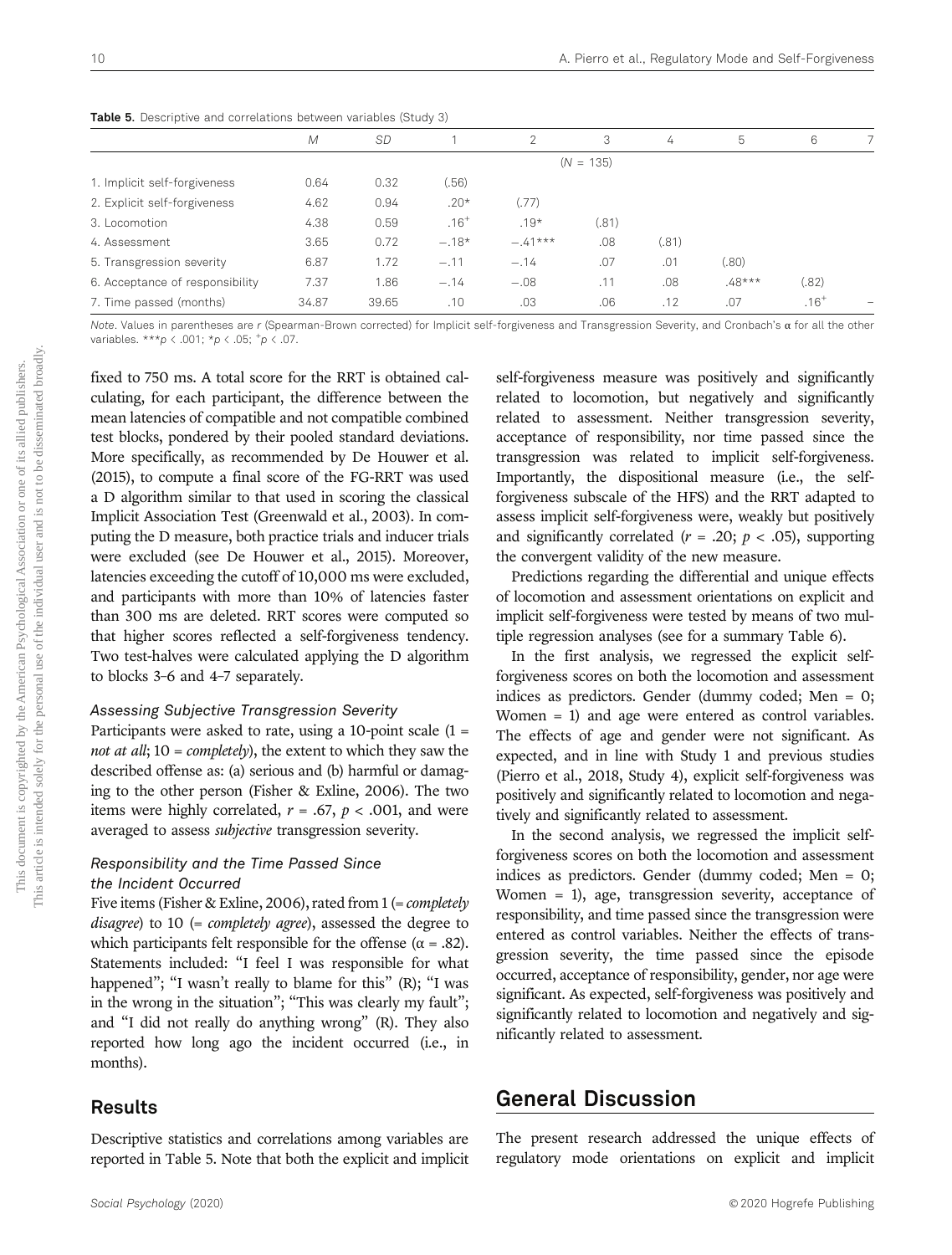**Table 5.** Descriptive and correlations between variables (Study 3)

| | $M$ | $SD$ | 1 | 2 | 3 | 4 | 5 | 6 | 7 |
|---|---|---|---|---|---|---|---|---|---|
| | | | | | ($N$ = 135) | | | | |
| 1. Implicit self-forgiveness | 0.64 | 0.32 | (.56) | | | | | | |
| 2. Explicit self-forgiveness | 4.62 | 0.94 | .20* | (.77) | | | | | |
| 3. Locomotion | 4.38 | 0.59 | .16$^{+}$ | .19* | (.81) | | | | |
| 4. Assessment | 3.65 | 0.72 | −.18* | −.41*** | .08 | (.81) | | | |
| 5. Transgression severity | 6.87 | 1.72 | −.11 | −.14 | .07 | .01 | (.80) | | |
| 6. Acceptance of responsibility | 7.37 | 1.86 | −.14 | −.08 | .11 | .08 | .48*** | (.82) | |
| 7. Time passed (months) | 34.87 | 39.65 | .10 | .03 | .06 | .12 | .07 | .16$^{+}$ | – |

*Note*. Values in parentheses are $r$ (Spearman-Brown corrected) for Implicit self-forgiveness and Transgression Severity, and Cronbach's α for all the other variables. ***$p < .001$; *$p < .05$; $^{+}p < .07$.

fixed to 750 ms. A total score for the RRT is obtained calculating, for each participant, the difference between the mean latencies of compatible and not compatible combined test blocks, pondered by their pooled standard deviations. More specifically, as recommended by De Houwer et al. (2015), to compute a final score of the FG-RRT was used a D algorithm similar to that used in scoring the classical Implicit Association Test (Greenwald et al., 2003). In computing the D measure, both practice trials and inducer trials were excluded (see De Houwer et al., 2015). Moreover, latencies exceeding the cutoff of 10,000 ms were excluded, and participants with more than 10% of latencies faster than 300 ms are deleted. RRT scores were computed so that higher scores reflected a self-forgiveness tendency. Two test-halves were calculated applying the D algorithm to blocks 3–6 and 4–7 separately.

#### Assessing Subjective Transgression Severity

Participants were asked to rate, using a 10-point scale (1 = *not at all*; 10 = *completely*), the extent to which they saw the described offense as: (a) serious and (b) harmful or damaging to the other person (Fisher & Exline, 2006). The two items were highly correlated, $r = .67$, $p < .001$, and were averaged to assess *subjective* transgression severity.

#### Responsibility and the Time Passed Since the Incident Occurred

Five items (Fisher & Exline, 2006), rated from 1 (= *completely disagree*) to 10 (= *completely agree*), assessed the degree to which participants felt responsible for the offense (α = .82). Statements included: "I feel I was responsible for what happened"; "I wasn't really to blame for this" (R); "I was in the wrong in the situation"; "This was clearly my fault"; and "I did not really do anything wrong" (R). They also reported how long ago the incident occurred (i.e., in months).

## Results

Descriptive statistics and correlations among variables are reported in Table 5. Note that both the explicit and implicit self-forgiveness measure was positively and significantly related to locomotion, but negatively and significantly related to assessment. Neither transgression severity, acceptance of responsibility, nor time passed since the transgression was related to implicit self-forgiveness. Importantly, the dispositional measure (i.e., the self-forgiveness subscale of the HFS) and the RRT adapted to assess implicit self-forgiveness were, weakly but positively and significantly correlated ($r = .20$; $p < .05$), supporting the convergent validity of the new measure.

Predictions regarding the differential and unique effects of locomotion and assessment orientations on explicit and implicit self-forgiveness were tested by means of two multiple regression analyses (see for a summary Table 6).

In the first analysis, we regressed the explicit self-forgiveness scores on both the locomotion and assessment indices as predictors. Gender (dummy coded; Men = 0; Women = 1) and age were entered as control variables. The effects of age and gender were not significant. As expected, and in line with Study 1 and previous studies (Pierro et al., 2018, Study 4), explicit self-forgiveness was positively and significantly related to locomotion and negatively and significantly related to assessment.

In the second analysis, we regressed the implicit self-forgiveness scores on both the locomotion and assessment indices as predictors. Gender (dummy coded; Men = 0; Women = 1), age, transgression severity, acceptance of responsibility, and time passed since the transgression were entered as control variables. Neither the effects of transgression severity, the time passed since the episode occurred, acceptance of responsibility, gender, nor age were significant. As expected, self-forgiveness was positively and significantly related to locomotion and negatively and significantly related to assessment.

## General Discussion

The present research addressed the unique effects of regulatory mode orientations on explicit and implicit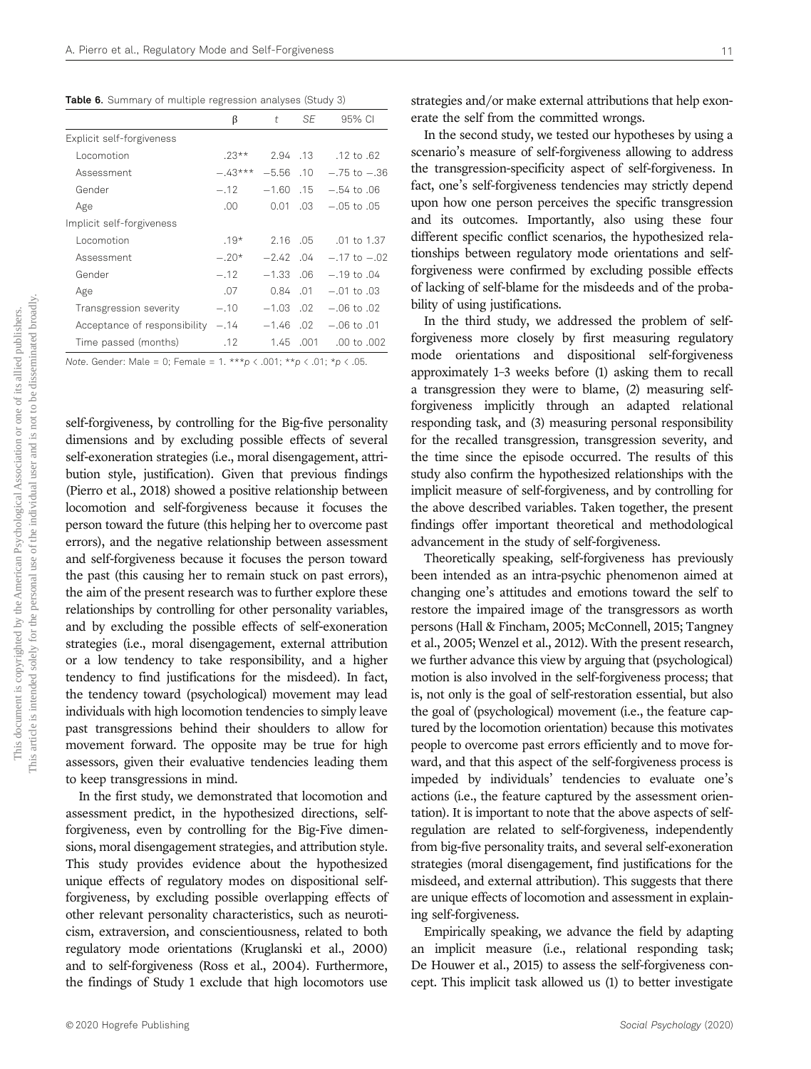**Table 6.** Summary of multiple regression analyses (Study 3)

| | β | *t* | *SE* | 95% CI |
|---|---|---|---|---|
| Explicit self-forgiveness | | | | |
| Locomotion | .23** | 2.94 | .13 | .12 to .62 |
| Assessment | −.43*** | −5.56 | .10 | −.75 to −.36 |
| Gender | −.12 | −1.60 | .15 | −.54 to .06 |
| Age | .00 | 0.01 | .03 | −.05 to .05 |
| Implicit self-forgiveness | | | | |
| Locomotion | .19* | 2.16 | .05 | .01 to 1.37 |
| Assessment | −.20* | −2.42 | .04 | −.17 to −.02 |
| Gender | −.12 | −1.33 | .06 | −.19 to .04 |
| Age | .07 | 0.84 | .01 | −.01 to .03 |
| Transgression severity | −.10 | −1.03 | .02 | −.06 to .02 |
| Acceptance of responsibility | −.14 | −1.46 | .02 | −.06 to .01 |
| Time passed (months) | .12 | 1.45 | .001 | .00 to .002 |

*Note*. Gender: Male = 0; Female = 1. ***$p < .001$; **$p < .01$; *$p < .05$.

self-forgiveness, by controlling for the Big-five personality dimensions and by excluding possible effects of several self-exoneration strategies (i.e., moral disengagement, attribution style, justification). Given that previous findings (Pierro et al., 2018) showed a positive relationship between locomotion and self-forgiveness because it focuses the person toward the future (this helping her to overcome past errors), and the negative relationship between assessment and self-forgiveness because it focuses the person toward the past (this causing her to remain stuck on past errors), the aim of the present research was to further explore these relationships by controlling for other personality variables, and by excluding the possible effects of self-exoneration strategies (i.e., moral disengagement, external attribution or a low tendency to take responsibility, and a higher tendency to find justifications for the misdeed). In fact, the tendency toward (psychological) movement may lead individuals with high locomotion tendencies to simply leave past transgressions behind their shoulders to allow for movement forward. The opposite may be true for high assessors, given their evaluative tendencies leading them to keep transgressions in mind.

In the first study, we demonstrated that locomotion and assessment predict, in the hypothesized directions, self-forgiveness, even by controlling for the Big-Five dimensions, moral disengagement strategies, and attribution style. This study provides evidence about the hypothesized unique effects of regulatory modes on dispositional self-forgiveness, by excluding possible overlapping effects of other relevant personality characteristics, such as neuroticism, extraversion, and conscientiousness, related to both regulatory mode orientations (Kruglanski et al., 2000) and to self-forgiveness (Ross et al., 2004). Furthermore, the findings of Study 1 exclude that high locomotors use strategies and/or make external attributions that help exonerate the self from the committed wrongs.

In the second study, we tested our hypotheses by using a scenario's measure of self-forgiveness allowing to address the transgression-specificity aspect of self-forgiveness. In fact, one's self-forgiveness tendencies may strictly depend upon how one person perceives the specific transgression and its outcomes. Importantly, also using these four different specific conflict scenarios, the hypothesized relationships between regulatory mode orientations and self-forgiveness were confirmed by excluding possible effects of lacking of self-blame for the misdeeds and of the probability of using justifications.

In the third study, we addressed the problem of self-forgiveness more closely by first measuring regulatory mode orientations and dispositional self-forgiveness approximately 1–3 weeks before (1) asking them to recall a transgression they were to blame, (2) measuring self-forgiveness implicitly through an adapted relational responding task, and (3) measuring personal responsibility for the recalled transgression, transgression severity, and the time since the episode occurred. The results of this study also confirm the hypothesized relationships with the implicit measure of self-forgiveness, and by controlling for the above described variables. Taken together, the present findings offer important theoretical and methodological advancement in the study of self-forgiveness.

Theoretically speaking, self-forgiveness has previously been intended as an intra-psychic phenomenon aimed at changing one's attitudes and emotions toward the self to restore the impaired image of the transgressors as worth persons (Hall & Fincham, 2005; McConnell, 2015; Tangney et al., 2005; Wenzel et al., 2012). With the present research, we further advance this view by arguing that (psychological) motion is also involved in the self-forgiveness process; that is, not only is the goal of self-restoration essential, but also the goal of (psychological) movement (i.e., the feature captured by the locomotion orientation) because this motivates people to overcome past errors efficiently and to move forward, and that this aspect of the self-forgiveness process is impeded by individuals' tendencies to evaluate one's actions (i.e., the feature captured by the assessment orientation). It is important to note that the above aspects of self-regulation are related to self-forgiveness, independently from big-five personality traits, and several self-exoneration strategies (moral disengagement, find justifications for the misdeed, and external attribution). This suggests that there are unique effects of locomotion and assessment in explaining self-forgiveness.

Empirically speaking, we advance the field by adapting an implicit measure (i.e., relational responding task; De Houwer et al., 2015) to assess the self-forgiveness concept. This implicit task allowed us (1) to better investigate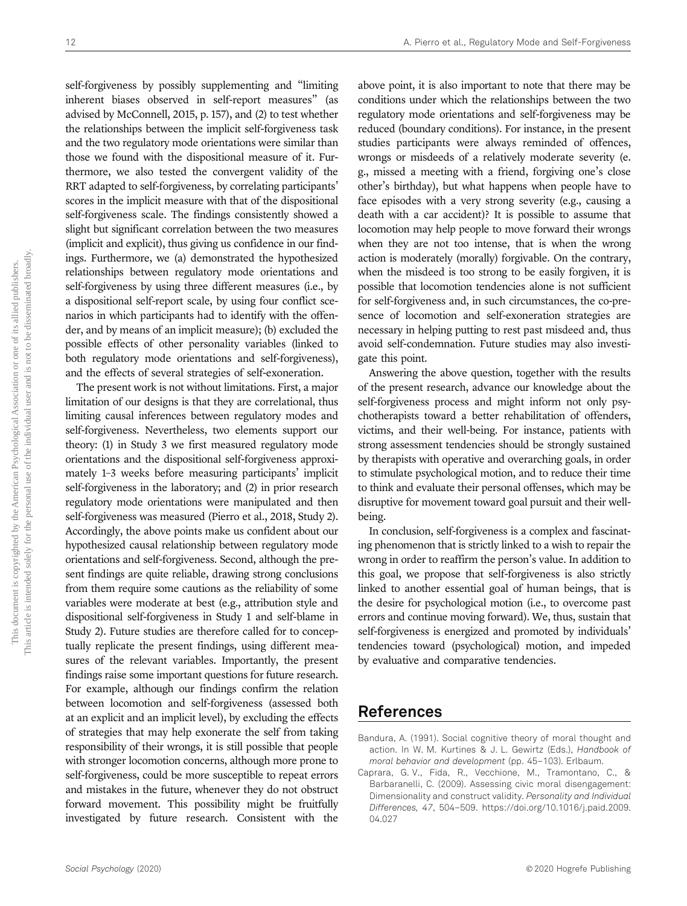self-forgiveness by possibly supplementing and "limiting inherent biases observed in self-report measures" (as advised by McConnell, 2015, p. 157), and (2) to test whether the relationships between the implicit self-forgiveness task and the two regulatory mode orientations were similar than those we found with the dispositional measure of it. Furthermore, we also tested the convergent validity of the RRT adapted to self-forgiveness, by correlating participants' scores in the implicit measure with that of the dispositional self-forgiveness scale. The findings consistently showed a slight but significant correlation between the two measures (implicit and explicit), thus giving us confidence in our findings. Furthermore, we (a) demonstrated the hypothesized relationships between regulatory mode orientations and self-forgiveness by using three different measures (i.e., by a dispositional self-report scale, by using four conflict scenarios in which participants had to identify with the offender, and by means of an implicit measure); (b) excluded the possible effects of other personality variables (linked to both regulatory mode orientations and self-forgiveness), and the effects of several strategies of self-exoneration.

The present work is not without limitations. First, a major limitation of our designs is that they are correlational, thus limiting causal inferences between regulatory modes and self-forgiveness. Nevertheless, two elements support our theory: (1) in Study 3 we first measured regulatory mode orientations and the dispositional self-forgiveness approximately 1–3 weeks before measuring participants' implicit self-forgiveness in the laboratory; and (2) in prior research regulatory mode orientations were manipulated and then self-forgiveness was measured (Pierro et al., 2018, Study 2). Accordingly, the above points make us confident about our hypothesized causal relationship between regulatory mode orientations and self-forgiveness. Second, although the present findings are quite reliable, drawing strong conclusions from them require some cautions as the reliability of some variables were moderate at best (e.g., attribution style and dispositional self-forgiveness in Study 1 and self-blame in Study 2). Future studies are therefore called for to conceptually replicate the present findings, using different measures of the relevant variables. Importantly, the present findings raise some important questions for future research. For example, although our findings confirm the relation between locomotion and self-forgiveness (assessed both at an explicit and an implicit level), by excluding the effects of strategies that may help exonerate the self from taking responsibility of their wrongs, it is still possible that people with stronger locomotion concerns, although more prone to self-forgiveness, could be more susceptible to repeat errors and mistakes in the future, whenever they do not obstruct forward movement. This possibility might be fruitfully investigated by future research. Consistent with the above point, it is also important to note that there may be conditions under which the relationships between the two regulatory mode orientations and self-forgiveness may be reduced (boundary conditions). For instance, in the present studies participants were always reminded of offences, wrongs or misdeeds of a relatively moderate severity (e.g., missed a meeting with a friend, forgiving one's close other's birthday), but what happens when people have to face episodes with a very strong severity (e.g., causing a death with a car accident)? It is possible to assume that locomotion may help people to move forward their wrongs when they are not too intense, that is when the wrong action is moderately (morally) forgivable. On the contrary, when the misdeed is too strong to be easily forgiven, it is possible that locomotion tendencies alone is not sufficient for self-forgiveness and, in such circumstances, the co-presence of locomotion and self-exoneration strategies are necessary in helping putting to rest past misdeed and, thus avoid self-condemnation. Future studies may also investigate this point.

Answering the above question, together with the results of the present research, advance our knowledge about the self-forgiveness process and might inform not only psychotherapists toward a better rehabilitation of offenders, victims, and their well-being. For instance, patients with strong assessment tendencies should be strongly sustained by therapists with operative and overarching goals, in order to stimulate psychological motion, and to reduce their time to think and evaluate their personal offenses, which may be disruptive for movement toward goal pursuit and their well-being.

In conclusion, self-forgiveness is a complex and fascinating phenomenon that is strictly linked to a wish to repair the wrong in order to reaffirm the person's value. In addition to this goal, we propose that self-forgiveness is also strictly linked to another essential goal of human beings, that is the desire for psychological motion (i.e., to overcome past errors and continue moving forward). We, thus, sustain that self-forgiveness is energized and promoted by individuals' tendencies toward (psychological) motion, and impeded by evaluative and comparative tendencies.

## References

Bandura, A. (1991). Social cognitive theory of moral thought and action. In W. M. Kurtines & J. L. Gewirtz (Eds.), *Handbook of moral behavior and development* (pp. 45–103). Erlbaum.

Caprara, G. V., Fida, R., Vecchione, M., Tramontano, C., & Barbaranelli, C. (2009). Assessing civic moral disengagement: Dimensionality and construct validity. *Personality and Individual Differences, 47*, 504–509. https://doi.org/10.1016/j.paid.2009.04.027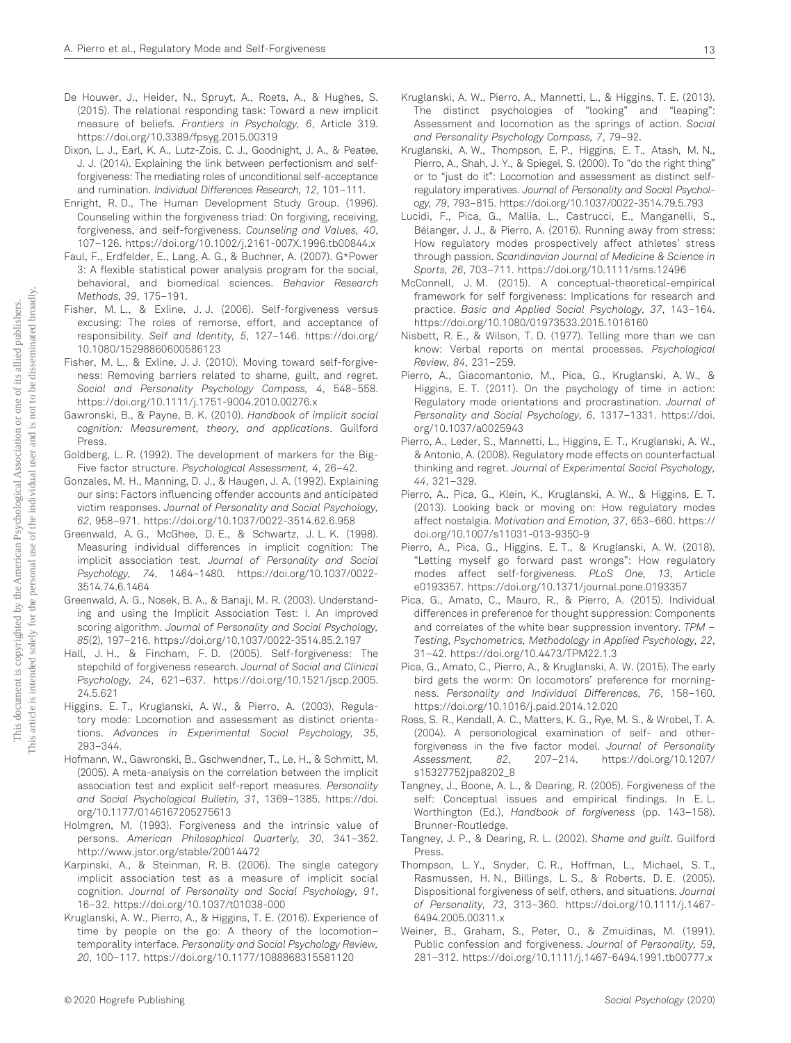De Houwer, J., Heider, N., Spruyt, A., Roets, A., & Hughes, S. (2015). The relational responding task: Toward a new implicit measure of beliefs. *Frontiers in Psychology, 6*, Article 319. https://doi.org/10.3389/fpsyg.2015.00319

Dixon, L. J., Earl, K. A., Lutz-Zois, C. J., Goodnight, J. A., & Peatee, J. J. (2014). Explaining the link between perfectionism and self-forgiveness: The mediating roles of unconditional self-acceptance and rumination. *Individual Differences Research, 12*, 101–111.

Enright, R. D., The Human Development Study Group. (1996). Counseling within the forgiveness triad: On forgiving, receiving, forgiveness, and self-forgiveness. *Counseling and Values, 40*, 107–126. https://doi.org/10.1002/j.2161-007X.1996.tb00844.x

Faul, F., Erdfelder, E., Lang, A. G., & Buchner, A. (2007). G*Power 3: A flexible statistical power analysis program for the social, behavioral, and biomedical sciences. *Behavior Research Methods, 39*, 175–191.

Fisher, M. L., & Exline, J. J. (2006). Self-forgiveness versus excusing: The roles of remorse, effort, and acceptance of responsibility. *Self and Identity, 5*, 127–146. https://doi.org/10.1080/15298860600586123

Fisher, M. L., & Exline, J. J. (2010). Moving toward self-forgiveness: Removing barriers related to shame, guilt, and regret. *Social and Personality Psychology Compass, 4*, 548–558. https://doi.org/10.1111/j.1751-9004.2010.00276.x

Gawronski, B., & Payne, B. K. (2010). *Handbook of implicit social cognition: Measurement, theory, and applications*. Guilford Press.

Goldberg, L. R. (1992). The development of markers for the Big-Five factor structure. *Psychological Assessment, 4*, 26–42.

Gonzales, M. H., Manning, D. J., & Haugen, J. A. (1992). Explaining our sins: Factors influencing offender accounts and anticipated victim responses. *Journal of Personality and Social Psychology, 62*, 958–971. https://doi.org/10.1037/0022-3514.62.6.958

Greenwald, A. G., McGhee, D. E., & Schwartz, J. L. K. (1998). Measuring individual differences in implicit cognition: The implicit association test. *Journal of Personality and Social Psychology, 74*, 1464–1480. https://doi.org/10.1037/0022-3514.74.6.1464

Greenwald, A. G., Nosek, B. A., & Banaji, M. R. (2003). Understanding and using the Implicit Association Test: I. An improved scoring algorithm. *Journal of Personality and Social Psychology, 85*(2), 197–216. https://doi.org/10.1037/0022-3514.85.2.197

Hall, J. H., & Fincham, F. D. (2005). Self-forgiveness: The stepchild of forgiveness research. *Journal of Social and Clinical Psychology, 24*, 621–637. https://doi.org/10.1521/jscp.2005.24.5.621

Higgins, E. T., Kruglanski, A. W., & Pierro, A. (2003). Regulatory mode: Locomotion and assessment as distinct orientations. *Advances in Experimental Social Psychology, 35*, 293–344.

Hofmann, W., Gawronski, B., Gschwendner, T., Le, H., & Schmitt, M. (2005). A meta-analysis on the correlation between the implicit association test and explicit self-report measures. *Personality and Social Psychological Bulletin, 31*, 1369–1385. https://doi.org/10.1177/0146167205275613

Holmgren, M. (1993). Forgiveness and the intrinsic value of persons. *American Philosophical Quarterly, 30*, 341–352. http://www.jstor.org/stable/20014472

Karpinski, A., & Steinman, R. B. (2006). The single category implicit association test as a measure of implicit social cognition. *Journal of Personality and Social Psychology, 91*, 16–32. https://doi.org/10.1037/t01038-000

Kruglanski, A. W., Pierro, A., & Higgins, T. E. (2016). Experience of time by people on the go: A theory of the locomotion–temporality interface. *Personality and Social Psychology Review, 20*, 100–117. https://doi.org/10.1177/1088868315581120

Kruglanski, A. W., Pierro, A., Mannetti, L., & Higgins, T. E. (2013). The distinct psychologies of "looking" and "leaping": Assessment and locomotion as the springs of action. *Social and Personality Psychology Compass, 7*, 79–92.

Kruglanski, A. W., Thompson, E. P., Higgins, E. T., Atash, M. N., Pierro, A., Shah, J. Y., & Spiegel, S. (2000). To "do the right thing" or to "just do it": Locomotion and assessment as distinct self-regulatory imperatives. *Journal of Personality and Social Psychology, 79*, 793–815. https://doi.org/10.1037/0022-3514.79.5.793

Lucidi, F., Pica, G., Mallia, L., Castrucci, E., Manganelli, S., Bélanger, J. J., & Pierro, A. (2016). Running away from stress: How regulatory modes prospectively affect athletes' stress through passion. *Scandinavian Journal of Medicine & Science in Sports, 26*, 703–711. https://doi.org/10.1111/sms.12496

McConnell, J. M. (2015). A conceptual-theoretical-empirical framework for self forgiveness: Implications for research and practice. *Basic and Applied Social Psychology, 37*, 143–164. https://doi.org/10.1080/01973533.2015.1016160

Nisbett, R. E., & Wilson, T. D. (1977). Telling more than we can know: Verbal reports on mental processes. *Psychological Review, 84*, 231–259.

Pierro, A., Giacomantonio, M., Pica, G., Kruglanski, A. W., & Higgins, E. T. (2011). On the psychology of time in action: Regulatory mode orientations and procrastination. *Journal of Personality and Social Psychology, 6*, 1317–1331. https://doi.org/10.1037/a0025943

Pierro, A., Leder, S., Mannetti, L., Higgins, E. T., Kruglanski, A. W., & Antonio, A. (2008). Regulatory mode effects on counterfactual thinking and regret. *Journal of Experimental Social Psychology, 44*, 321–329.

Pierro, A., Pica, G., Klein, K., Kruglanski, A. W., & Higgins, E. T. (2013). Looking back or moving on: How regulatory modes affect nostalgia. *Motivation and Emotion, 37*, 653–660. https://doi.org/10.1007/s11031-013-9350-9

Pierro, A., Pica, G., Higgins, E. T., & Kruglanski, A. W. (2018). "Letting myself go forward past wrongs": How regulatory modes affect self-forgiveness. *PLoS One, 13*, Article e0193357. https://doi.org/10.1371/journal.pone.0193357

Pica, G., Amato, C., Mauro, R., & Pierro, A. (2015). Individual differences in preference for thought suppression: Components and correlates of the white bear suppression inventory. *TPM – Testing, Psychometrics, Methodology in Applied Psychology, 22*, 31–42. https://doi.org/10.4473/TPM22.1.3

Pica, G., Amato, C., Pierro, A., & Kruglanski, A. W. (2015). The early bird gets the worm: On locomotors' preference for morningness. *Personality and Individual Differences, 76*, 158–160. https://doi.org/10.1016/j.paid.2014.12.020

Ross, S. R., Kendall, A. C., Matters, K. G., Rye, M. S., & Wrobel, T. A. (2004). A personological examination of self- and other-forgiveness in the five factor model. *Journal of Personality Assessment, 82*, 207–214. https://doi.org/10.1207/s15327752jpa8202_8

Tangney, J., Boone, A. L., & Dearing, R. (2005). Forgiveness of the self: Conceptual issues and empirical findings. In E. L. Worthington (Ed.), *Handbook of forgiveness* (pp. 143–158). Brunner-Routledge.

Tangney, J. P., & Dearing, R. L. (2002). *Shame and guilt*. Guilford Press.

Thompson, L. Y., Snyder, C. R., Hoffman, L., Michael, S. T., Rasmussen, H. N., Billings, L. S., & Roberts, D. E. (2005). Dispositional forgiveness of self, others, and situations. *Journal of Personality, 73*, 313–360. https://doi.org/10.1111/j.1467-6494.2005.00311.x

Weiner, B., Graham, S., Peter, O., & Zmuidinas, M. (1991). Public confession and forgiveness. *Journal of Personality, 59*, 281–312. https://doi.org/10.1111/j.1467-6494.1991.tb00777.x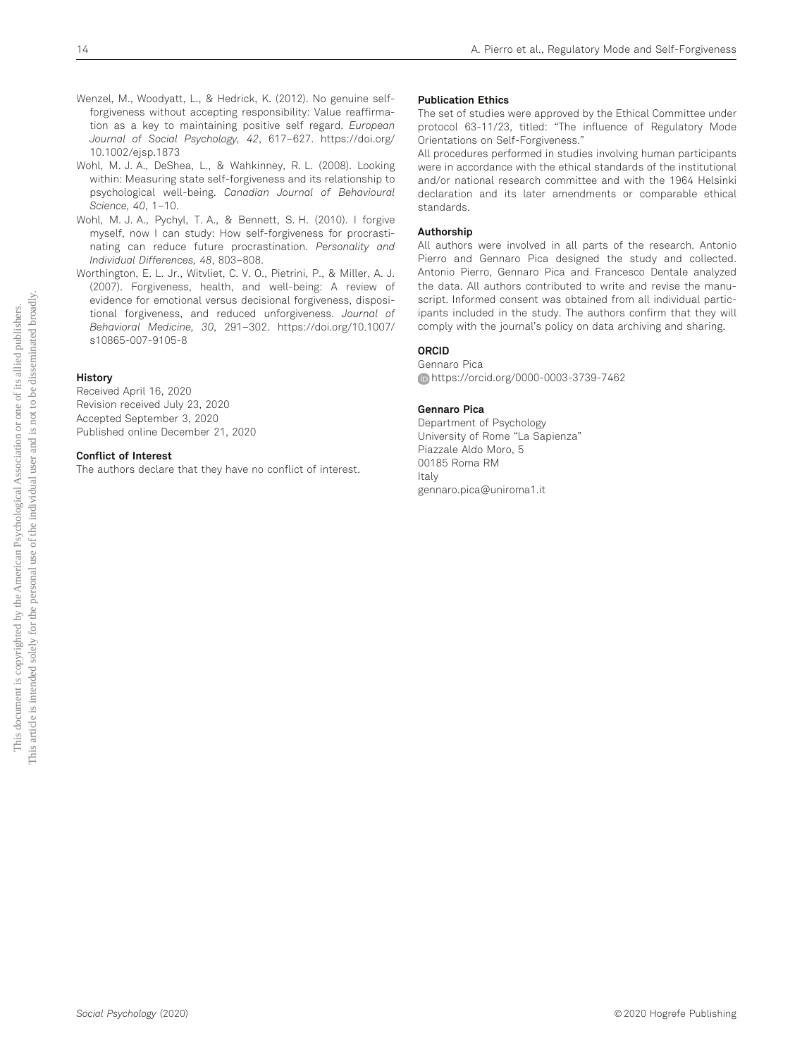Wenzel, M., Woodyatt, L., & Hedrick, K. (2012). No genuine self-forgiveness without accepting responsibility: Value reaffirmation as a key to maintaining positive self regard. *European Journal of Social Psychology, 42*, 617–627. https://doi.org/10.1002/ejsp.1873

Wohl, M. J. A., DeShea, L., & Wahkinney, R. L. (2008). Looking within: Measuring state self-forgiveness and its relationship to psychological well-being. *Canadian Journal of Behavioural Science, 40*, 1–10.

Wohl, M. J. A., Pychyl, T. A., & Bennett, S. H. (2010). I forgive myself, now I can study: How self-forgiveness for procrastinating can reduce future procrastination. *Personality and Individual Differences, 48*, 803–808.

Worthington, E. L. Jr., Witvliet, C. V. O., Pietrini, P., & Miller, A. J. (2007). Forgiveness, health, and well-being: A review of evidence for emotional versus decisional forgiveness, dispositional forgiveness, and reduced unforgiveness. *Journal of Behavioral Medicine, 30*, 291–302. https://doi.org/10.1007/s10865-007-9105-8

**History**

Received April 16, 2020
Revision received July 23, 2020
Accepted September 3, 2020
Published online December 21, 2020

**Conflict of Interest**

The authors declare that they have no conflict of interest.

**Publication Ethics**

The set of studies were approved by the Ethical Committee under protocol 63-11/23, titled: "The influence of Regulatory Mode Orientations on Self-Forgiveness."

All procedures performed in studies involving human participants were in accordance with the ethical standards of the institutional and/or national research committee and with the 1964 Helsinki declaration and its later amendments or comparable ethical standards.

**Authorship**

All authors were involved in all parts of the research. Antonio Pierro and Gennaro Pica designed the study and collected. Antonio Pierro, Gennaro Pica and Francesco Dentale analyzed the data. All authors contributed to write and revise the manuscript. Informed consent was obtained from all individual participants included in the study. The authors confirm that they will comply with the journal's policy on data archiving and sharing.

**ORCID**

Gennaro Pica
https://orcid.org/0000-0003-3739-7462

**Gennaro Pica**

Department of Psychology
University of Rome "La Sapienza"
Piazzale Aldo Moro, 5
00185 Roma RM
Italy
gennaro.pica@uniroma1.it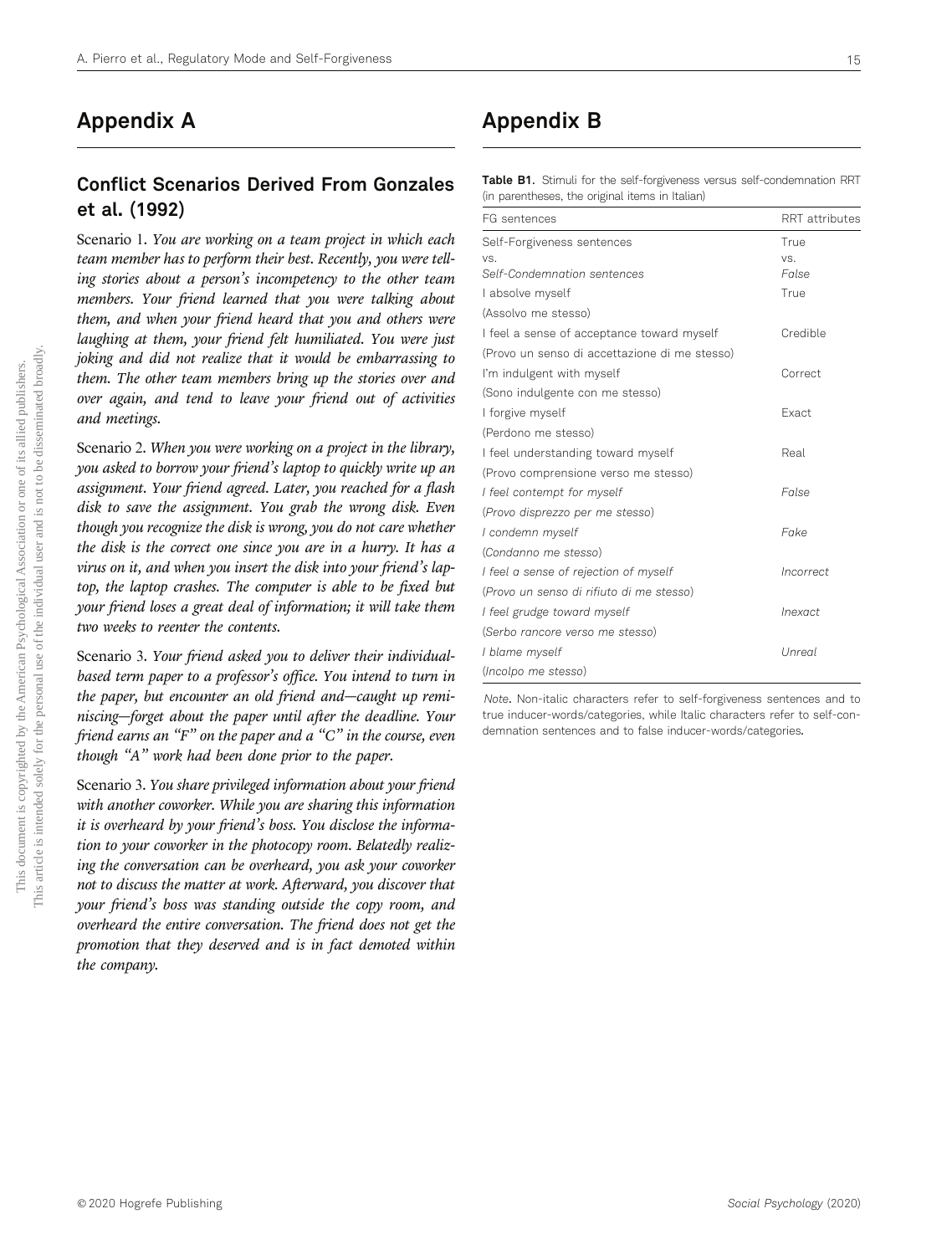# Appendix A

## Conflict Scenarios Derived From Gonzales et al. (1992)

Scenario 1. *You are working on a team project in which each team member has to perform their best. Recently, you were telling stories about a person's incompetency to the other team members. Your friend learned that you were talking about them, and when your friend heard that you and others were laughing at them, your friend felt humiliated. You were just joking and did not realize that it would be embarrassing to them. The other team members bring up the stories over and over again, and tend to leave your friend out of activities and meetings.*

Scenario 2. *When you were working on a project in the library, you asked to borrow your friend's laptop to quickly write up an assignment. Your friend agreed. Later, you reached for a flash disk to save the assignment. You grab the wrong disk. Even though you recognize the disk is wrong, you do not care whether the disk is the correct one since you are in a hurry. It has a virus on it, and when you insert the disk into your friend's laptop, the laptop crashes. The computer is able to be fixed but your friend loses a great deal of information; it will take them two weeks to reenter the contents.*

Scenario 3. *Your friend asked you to deliver their individual-based term paper to a professor's office. You intend to turn in the paper, but encounter an old friend and—caught up reminiscing—forget about the paper until after the deadline. Your friend earns an "F" on the paper and a "C" in the course, even though "A" work had been done prior to the paper.*

Scenario 3. *You share privileged information about your friend with another coworker. While you are sharing this information it is overheard by your friend's boss. You disclose the information to your coworker in the photocopy room. Belatedly realizing the conversation can be overheard, you ask your coworker not to discuss the matter at work. Afterward, you discover that your friend's boss was standing outside the copy room, and overheard the entire conversation. The friend does not get the promotion that they deserved and is in fact demoted within the company.*

# Appendix B

**Table B1.** Stimuli for the self-forgiveness versus self-condemnation RRT (in parentheses, the original items in Italian)

| FG sentences | RRT attributes |
|---|---|
| Self-Forgiveness sentences vs. *Self-Condemnation sentences* | True vs. *False* |
| I absolve myself (Assolvo me stesso) | True |
| I feel a sense of acceptance toward myself (Provo un senso di accettazione di me stesso) | Credible |
| I'm indulgent with myself (Sono indulgente con me stesso) | Correct |
| I forgive myself (Perdono me stesso) | Exact |
| I feel understanding toward myself (Provo comprensione verso me stesso) | Real |
| *I feel contempt for myself (Provo disprezzo per me stesso)* | *False* |
| *I condemn myself (Condanno me stesso)* | *Fake* |
| *I feel a sense of rejection of myself (Provo un senso di rifiuto di me stesso)* | *Incorrect* |
| *I feel grudge toward myself (Serbo rancore verso me stesso)* | *Inexact* |
| *I blame myself (Incolpo me stesso)* | *Unreal* |

*Note*. Non-italic characters refer to self-forgiveness sentences and to true inducer-words/categories, while Italic characters refer to self-condemnation sentences and to false inducer-words/categories.